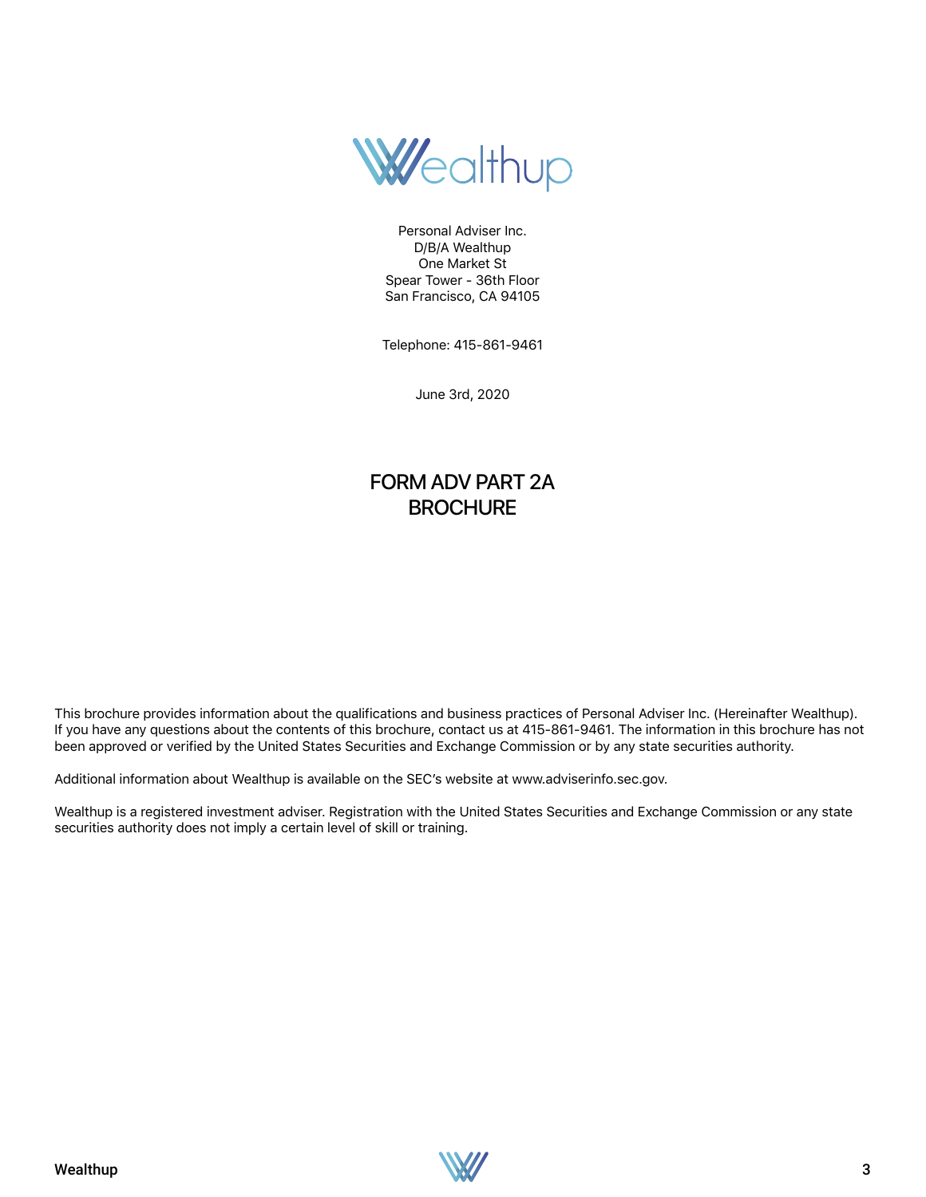Personal Adviser Inc.
D/B/A Wealthup
One Market St
Spear Tower - 36th Floor
San Francisco, CA 94105

Telephone: 415-861-9461

June 3rd, 2020

# FORM ADV PART 2A BROCHURE

This brochure provides information about the qualifications and business practices of Personal Adviser Inc. (Hereinafter Wealthup). If you have any questions about the contents of this brochure, contact us at 415-861-9461. The information in this brochure has not been approved or verified by the United States Securities and Exchange Commission or by any state securities authority.

Additional information about Wealthup is available on the SEC's website at www.adviserinfo.sec.gov.

Wealthup is a registered investment adviser. Registration with the United States Securities and Exchange Commission or any state securities authority does not imply a certain level of skill or training.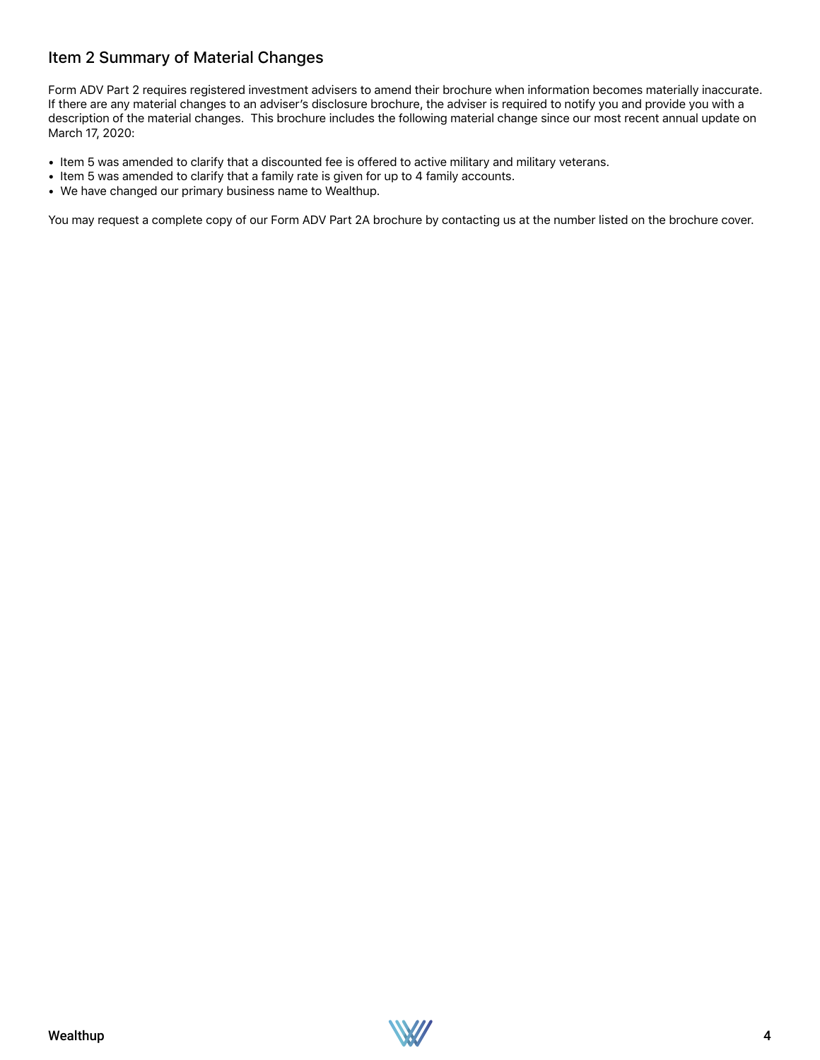## Item 2 Summary of Material Changes

Form ADV Part 2 requires registered investment advisers to amend their brochure when information becomes materially inaccurate. If there are any material changes to an adviser's disclosure brochure, the adviser is required to notify you and provide you with a description of the material changes. This brochure includes the following material change since our most recent annual update on March 17, 2020:

- Item 5 was amended to clarify that a discounted fee is offered to active military and military veterans.
- Item 5 was amended to clarify that a family rate is given for up to 4 family accounts.
- We have changed our primary business name to Wealthup.

You may request a complete copy of our Form ADV Part 2A brochure by contacting us at the number listed on the brochure cover.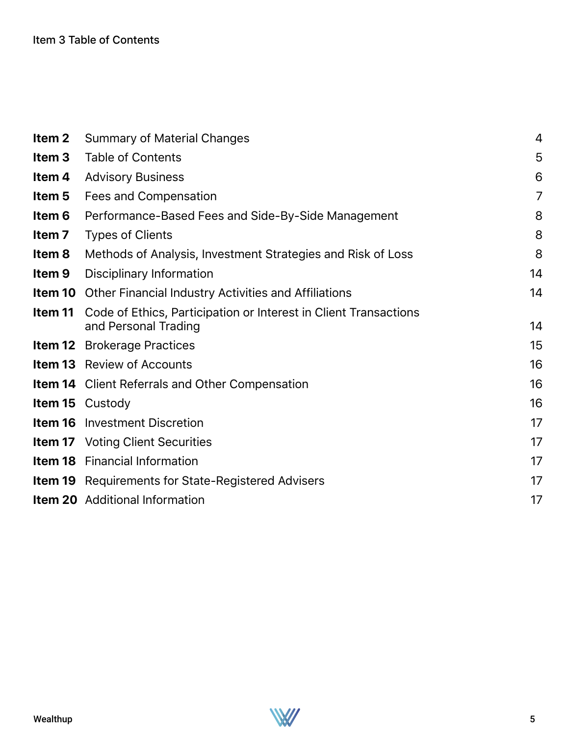# Item 3 Table of Contents

| | | |
|---|---|---|
| **Item 2** | Summary of Material Changes | 4 |
| **Item 3** | Table of Contents | 5 |
| **Item 4** | Advisory Business | 6 |
| **Item 5** | Fees and Compensation | 7 |
| **Item 6** | Performance-Based Fees and Side-By-Side Management | 8 |
| **Item 7** | Types of Clients | 8 |
| **Item 8** | Methods of Analysis, Investment Strategies and Risk of Loss | 8 |
| **Item 9** | Disciplinary Information | 14 |
| **Item 10** | Other Financial Industry Activities and Affiliations | 14 |
| **Item 11** | Code of Ethics, Participation or Interest in Client Transactions and Personal Trading | 14 |
| **Item 12** | Brokerage Practices | 15 |
| **Item 13** | Review of Accounts | 16 |
| **Item 14** | Client Referrals and Other Compensation | 16 |
| **Item 15** | Custody | 16 |
| **Item 16** | Investment Discretion | 17 |
| **Item 17** | Voting Client Securities | 17 |
| **Item 18** | Financial Information | 17 |
| **Item 19** | Requirements for State-Registered Advisers | 17 |
| **Item 20** | Additional Information | 17 |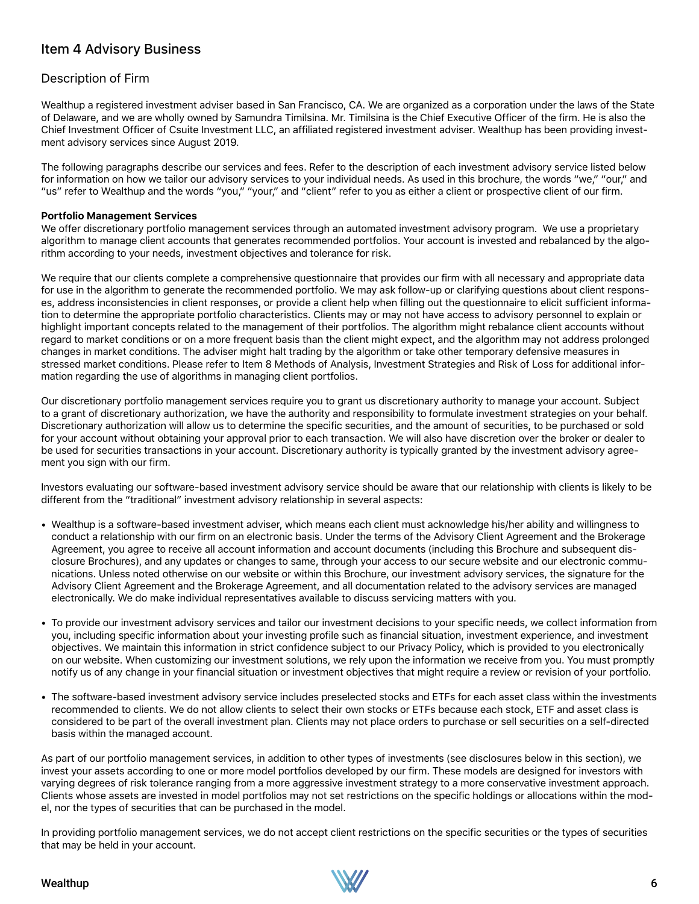## Item 4 Advisory Business

### Description of Firm

Wealthup a registered investment adviser based in San Francisco, CA. We are organized as a corporation under the laws of the State of Delaware, and we are wholly owned by Samundra Timilsina. Mr. Timilsina is the Chief Executive Officer of the firm. He is also the Chief Investment Officer of Csuite Investment LLC, an affiliated registered investment adviser. Wealthup has been providing investment advisory services since August 2019.

The following paragraphs describe our services and fees. Refer to the description of each investment advisory service listed below for information on how we tailor our advisory services to your individual needs. As used in this brochure, the words "we," "our," and "us" refer to Wealthup and the words "you," "your," and "client" refer to you as either a client or prospective client of our firm.

**Portfolio Management Services**

We offer discretionary portfolio management services through an automated investment advisory program. We use a proprietary algorithm to manage client accounts that generates recommended portfolios. Your account is invested and rebalanced by the algorithm according to your needs, investment objectives and tolerance for risk.

We require that our clients complete a comprehensive questionnaire that provides our firm with all necessary and appropriate data for use in the algorithm to generate the recommended portfolio. We may ask follow-up or clarifying questions about client responses, address inconsistencies in client responses, or provide a client help when filling out the questionnaire to elicit sufficient information to determine the appropriate portfolio characteristics. Clients may or may not have access to advisory personnel to explain or highlight important concepts related to the management of their portfolios. The algorithm might rebalance client accounts without regard to market conditions or on a more frequent basis than the client might expect, and the algorithm may not address prolonged changes in market conditions. The adviser might halt trading by the algorithm or take other temporary defensive measures in stressed market conditions. Please refer to Item 8 Methods of Analysis, Investment Strategies and Risk of Loss for additional information regarding the use of algorithms in managing client portfolios.

Our discretionary portfolio management services require you to grant us discretionary authority to manage your account. Subject to a grant of discretionary authorization, we have the authority and responsibility to formulate investment strategies on your behalf. Discretionary authorization will allow us to determine the specific securities, and the amount of securities, to be purchased or sold for your account without obtaining your approval prior to each transaction. We will also have discretion over the broker or dealer to be used for securities transactions in your account. Discretionary authority is typically granted by the investment advisory agreement you sign with our firm.

Investors evaluating our software-based investment advisory service should be aware that our relationship with clients is likely to be different from the "traditional" investment advisory relationship in several aspects:

- Wealthup is a software-based investment adviser, which means each client must acknowledge his/her ability and willingness to conduct a relationship with our firm on an electronic basis. Under the terms of the Advisory Client Agreement and the Brokerage Agreement, you agree to receive all account information and account documents (including this Brochure and subsequent disclosure Brochures), and any updates or changes to same, through your access to our secure website and our electronic communications. Unless noted otherwise on our website or within this Brochure, our investment advisory services, the signature for the Advisory Client Agreement and the Brokerage Agreement, and all documentation related to the advisory services are managed electronically. We do make individual representatives available to discuss servicing matters with you.

- To provide our investment advisory services and tailor our investment decisions to your specific needs, we collect information from you, including specific information about your investing profile such as financial situation, investment experience, and investment objectives. We maintain this information in strict confidence subject to our Privacy Policy, which is provided to you electronically on our website. When customizing our investment solutions, we rely upon the information we receive from you. You must promptly notify us of any change in your financial situation or investment objectives that might require a review or revision of your portfolio.

- The software-based investment advisory service includes preselected stocks and ETFs for each asset class within the investments recommended to clients. We do not allow clients to select their own stocks or ETFs because each stock, ETF and asset class is considered to be part of the overall investment plan. Clients may not place orders to purchase or sell securities on a self-directed basis within the managed account.

As part of our portfolio management services, in addition to other types of investments (see disclosures below in this section), we invest your assets according to one or more model portfolios developed by our firm. These models are designed for investors with varying degrees of risk tolerance ranging from a more aggressive investment strategy to a more conservative investment approach. Clients whose assets are invested in model portfolios may not set restrictions on the specific holdings or allocations within the model, nor the types of securities that can be purchased in the model.

In providing portfolio management services, we do not accept client restrictions on the specific securities or the types of securities that may be held in your account.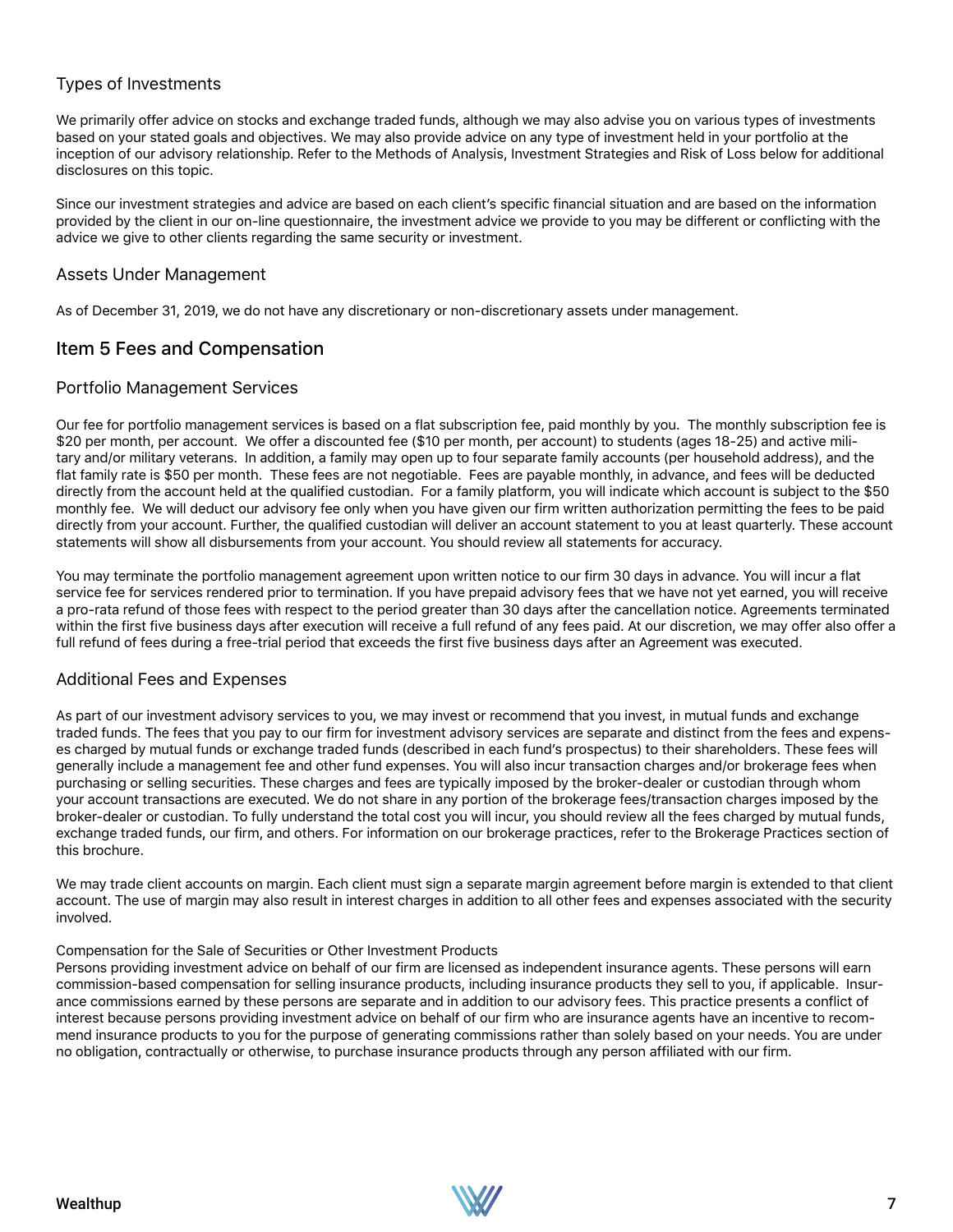### Types of Investments

We primarily offer advice on stocks and exchange traded funds, although we may also advise you on various types of investments based on your stated goals and objectives. We may also provide advice on any type of investment held in your portfolio at the inception of our advisory relationship. Refer to the Methods of Analysis, Investment Strategies and Risk of Loss below for additional disclosures on this topic.

Since our investment strategies and advice are based on each client's specific financial situation and are based on the information provided by the client in our on-line questionnaire, the investment advice we provide to you may be different or conflicting with the advice we give to other clients regarding the same security or investment.

### Assets Under Management

As of December 31, 2019, we do not have any discretionary or non-discretionary assets under management.

## Item 5 Fees and Compensation

### Portfolio Management Services

Our fee for portfolio management services is based on a flat subscription fee, paid monthly by you. The monthly subscription fee is $20 per month, per account. We offer a discounted fee ($10 per month, per account) to students (ages 18-25) and active military and/or military veterans. In addition, a family may open up to four separate family accounts (per household address), and the flat family rate is $50 per month. These fees are not negotiable. Fees are payable monthly, in advance, and fees will be deducted directly from the account held at the qualified custodian. For a family platform, you will indicate which account is subject to the $50 monthly fee. We will deduct our advisory fee only when you have given our firm written authorization permitting the fees to be paid directly from your account. Further, the qualified custodian will deliver an account statement to you at least quarterly. These account statements will show all disbursements from your account. You should review all statements for accuracy.

You may terminate the portfolio management agreement upon written notice to our firm 30 days in advance. You will incur a flat service fee for services rendered prior to termination. If you have prepaid advisory fees that we have not yet earned, you will receive a pro-rata refund of those fees with respect to the period greater than 30 days after the cancellation notice. Agreements terminated within the first five business days after execution will receive a full refund of any fees paid. At our discretion, we may offer also offer a full refund of fees during a free-trial period that exceeds the first five business days after an Agreement was executed.

### Additional Fees and Expenses

As part of our investment advisory services to you, we may invest or recommend that you invest, in mutual funds and exchange traded funds. The fees that you pay to our firm for investment advisory services are separate and distinct from the fees and expenses charged by mutual funds or exchange traded funds (described in each fund's prospectus) to their shareholders. These fees will generally include a management fee and other fund expenses. You will also incur transaction charges and/or brokerage fees when purchasing or selling securities. These charges and fees are typically imposed by the broker-dealer or custodian through whom your account transactions are executed. We do not share in any portion of the brokerage fees/transaction charges imposed by the broker-dealer or custodian. To fully understand the total cost you will incur, you should review all the fees charged by mutual funds, exchange traded funds, our firm, and others. For information on our brokerage practices, refer to the Brokerage Practices section of this brochure.

We may trade client accounts on margin. Each client must sign a separate margin agreement before margin is extended to that client account. The use of margin may also result in interest charges in addition to all other fees and expenses associated with the security involved.

Compensation for the Sale of Securities or Other Investment Products

Persons providing investment advice on behalf of our firm are licensed as independent insurance agents. These persons will earn commission-based compensation for selling insurance products, including insurance products they sell to you, if applicable. Insurance commissions earned by these persons are separate and in addition to our advisory fees. This practice presents a conflict of interest because persons providing investment advice on behalf of our firm who are insurance agents have an incentive to recommend insurance products to you for the purpose of generating commissions rather than solely based on your needs. You are under no obligation, contractually or otherwise, to purchase insurance products through any person affiliated with our firm.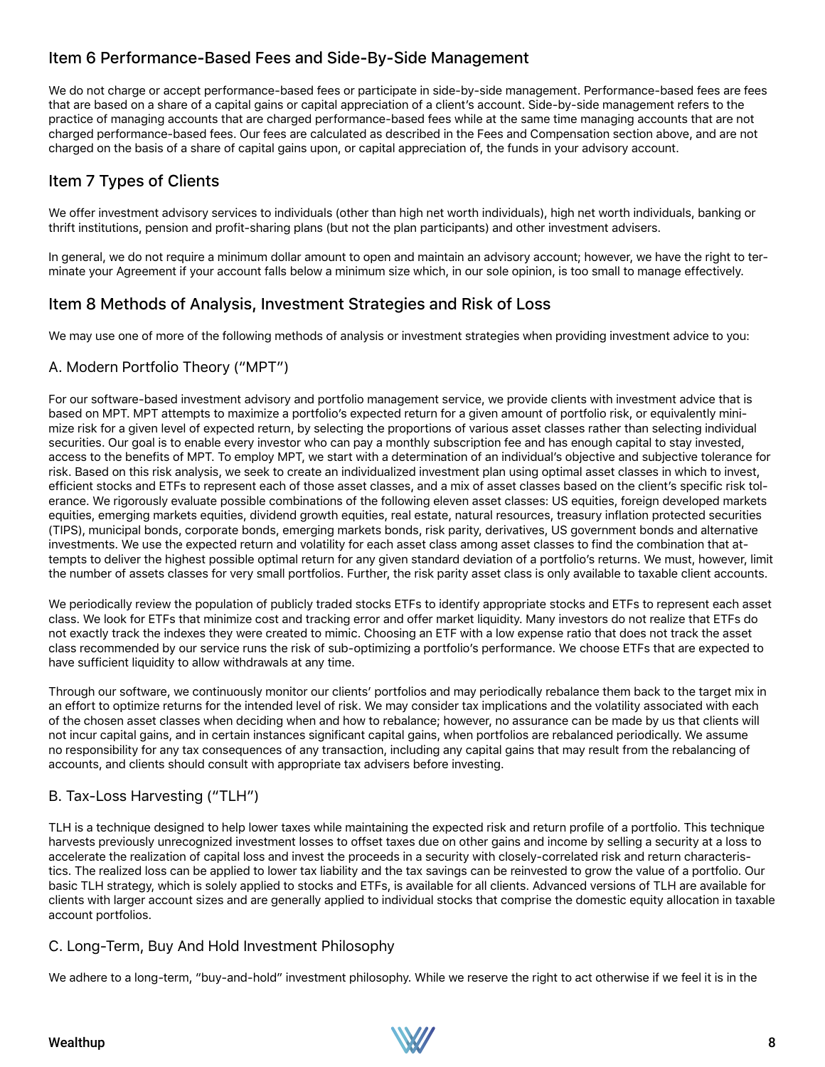## Item 6 Performance-Based Fees and Side-By-Side Management

We do not charge or accept performance-based fees or participate in side-by-side management. Performance-based fees are fees that are based on a share of a capital gains or capital appreciation of a client's account. Side-by-side management refers to the practice of managing accounts that are charged performance-based fees while at the same time managing accounts that are not charged performance-based fees. Our fees are calculated as described in the Fees and Compensation section above, and are not charged on the basis of a share of capital gains upon, or capital appreciation of, the funds in your advisory account.

## Item 7 Types of Clients

We offer investment advisory services to individuals (other than high net worth individuals), high net worth individuals, banking or thrift institutions, pension and profit-sharing plans (but not the plan participants) and other investment advisers.

In general, we do not require a minimum dollar amount to open and maintain an advisory account; however, we have the right to terminate your Agreement if your account falls below a minimum size which, in our sole opinion, is too small to manage effectively.

## Item 8 Methods of Analysis, Investment Strategies and Risk of Loss

We may use one of more of the following methods of analysis or investment strategies when providing investment advice to you:

### A. Modern Portfolio Theory ("MPT")

For our software-based investment advisory and portfolio management service, we provide clients with investment advice that is based on MPT. MPT attempts to maximize a portfolio's expected return for a given amount of portfolio risk, or equivalently minimize risk for a given level of expected return, by selecting the proportions of various asset classes rather than selecting individual securities. Our goal is to enable every investor who can pay a monthly subscription fee and has enough capital to stay invested, access to the benefits of MPT. To employ MPT, we start with a determination of an individual's objective and subjective tolerance for risk. Based on this risk analysis, we seek to create an individualized investment plan using optimal asset classes in which to invest, efficient stocks and ETFs to represent each of those asset classes, and a mix of asset classes based on the client's specific risk tolerance. We rigorously evaluate possible combinations of the following eleven asset classes: US equities, foreign developed markets equities, emerging markets equities, dividend growth equities, real estate, natural resources, treasury inflation protected securities (TIPS), municipal bonds, corporate bonds, emerging markets bonds, risk parity, derivatives, US government bonds and alternative investments. We use the expected return and volatility for each asset class among asset classes to find the combination that attempts to deliver the highest possible optimal return for any given standard deviation of a portfolio's returns. We must, however, limit the number of assets classes for very small portfolios. Further, the risk parity asset class is only available to taxable client accounts.

We periodically review the population of publicly traded stocks ETFs to identify appropriate stocks and ETFs to represent each asset class. We look for ETFs that minimize cost and tracking error and offer market liquidity. Many investors do not realize that ETFs do not exactly track the indexes they were created to mimic. Choosing an ETF with a low expense ratio that does not track the asset class recommended by our service runs the risk of sub-optimizing a portfolio's performance. We choose ETFs that are expected to have sufficient liquidity to allow withdrawals at any time.

Through our software, we continuously monitor our clients' portfolios and may periodically rebalance them back to the target mix in an effort to optimize returns for the intended level of risk. We may consider tax implications and the volatility associated with each of the chosen asset classes when deciding when and how to rebalance; however, no assurance can be made by us that clients will not incur capital gains, and in certain instances significant capital gains, when portfolios are rebalanced periodically. We assume no responsibility for any tax consequences of any transaction, including any capital gains that may result from the rebalancing of accounts, and clients should consult with appropriate tax advisers before investing.

### B. Tax-Loss Harvesting ("TLH")

TLH is a technique designed to help lower taxes while maintaining the expected risk and return profile of a portfolio. This technique harvests previously unrecognized investment losses to offset taxes due on other gains and income by selling a security at a loss to accelerate the realization of capital loss and invest the proceeds in a security with closely-correlated risk and return characteristics. The realized loss can be applied to lower tax liability and the tax savings can be reinvested to grow the value of a portfolio. Our basic TLH strategy, which is solely applied to stocks and ETFs, is available for all clients. Advanced versions of TLH are available for clients with larger account sizes and are generally applied to individual stocks that comprise the domestic equity allocation in taxable account portfolios.

### C. Long-Term, Buy And Hold Investment Philosophy

We adhere to a long-term, "buy-and-hold" investment philosophy. While we reserve the right to act otherwise if we feel it is in the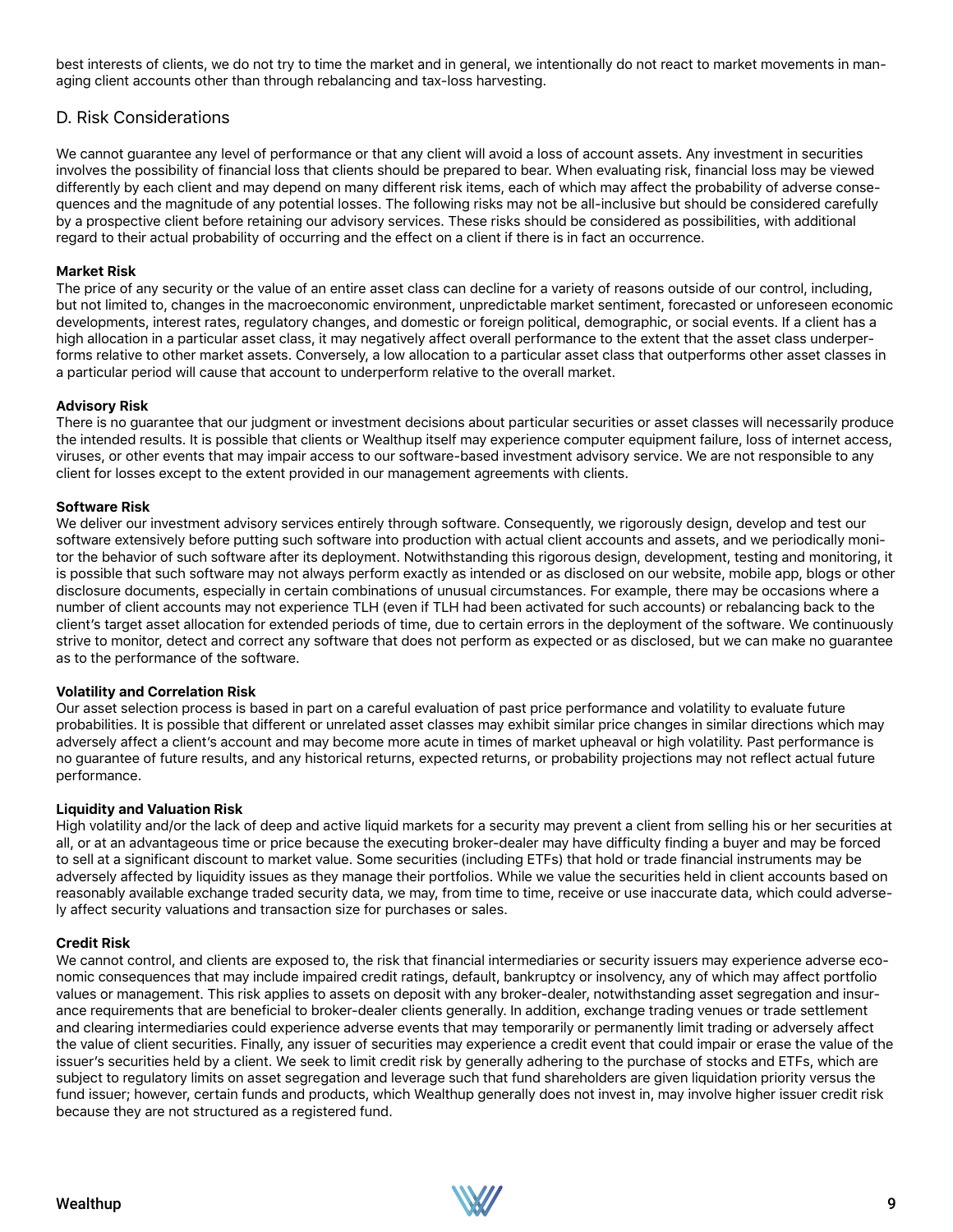best interests of clients, we do not try to time the market and in general, we intentionally do not react to market movements in managing client accounts other than through rebalancing and tax-loss harvesting.

## D. Risk Considerations

We cannot guarantee any level of performance or that any client will avoid a loss of account assets. Any investment in securities involves the possibility of financial loss that clients should be prepared to bear. When evaluating risk, financial loss may be viewed differently by each client and may depend on many different risk items, each of which may affect the probability of adverse consequences and the magnitude of any potential losses. The following risks may not be all-inclusive but should be considered carefully by a prospective client before retaining our advisory services. These risks should be considered as possibilities, with additional regard to their actual probability of occurring and the effect on a client if there is in fact an occurrence.

**Market Risk**
The price of any security or the value of an entire asset class can decline for a variety of reasons outside of our control, including, but not limited to, changes in the macroeconomic environment, unpredictable market sentiment, forecasted or unforeseen economic developments, interest rates, regulatory changes, and domestic or foreign political, demographic, or social events. If a client has a high allocation in a particular asset class, it may negatively affect overall performance to the extent that the asset class underperforms relative to other market assets. Conversely, a low allocation to a particular asset class that outperforms other asset classes in a particular period will cause that account to underperform relative to the overall market.

**Advisory Risk**
There is no guarantee that our judgment or investment decisions about particular securities or asset classes will necessarily produce the intended results. It is possible that clients or Wealthup itself may experience computer equipment failure, loss of internet access, viruses, or other events that may impair access to our software-based investment advisory service. We are not responsible to any client for losses except to the extent provided in our management agreements with clients.

**Software Risk**
We deliver our investment advisory services entirely through software. Consequently, we rigorously design, develop and test our software extensively before putting such software into production with actual client accounts and assets, and we periodically monitor the behavior of such software after its deployment. Notwithstanding this rigorous design, development, testing and monitoring, it is possible that such software may not always perform exactly as intended or as disclosed on our website, mobile app, blogs or other disclosure documents, especially in certain combinations of unusual circumstances. For example, there may be occasions where a number of client accounts may not experience TLH (even if TLH had been activated for such accounts) or rebalancing back to the client's target asset allocation for extended periods of time, due to certain errors in the deployment of the software. We continuously strive to monitor, detect and correct any software that does not perform as expected or as disclosed, but we can make no guarantee as to the performance of the software.

**Volatility and Correlation Risk**
Our asset selection process is based in part on a careful evaluation of past price performance and volatility to evaluate future probabilities. It is possible that different or unrelated asset classes may exhibit similar price changes in similar directions which may adversely affect a client's account and may become more acute in times of market upheaval or high volatility. Past performance is no guarantee of future results, and any historical returns, expected returns, or probability projections may not reflect actual future performance.

**Liquidity and Valuation Risk**
High volatility and/or the lack of deep and active liquid markets for a security may prevent a client from selling his or her securities at all, or at an advantageous time or price because the executing broker-dealer may have difficulty finding a buyer and may be forced to sell at a significant discount to market value. Some securities (including ETFs) that hold or trade financial instruments may be adversely affected by liquidity issues as they manage their portfolios. While we value the securities held in client accounts based on reasonably available exchange traded security data, we may, from time to time, receive or use inaccurate data, which could adversely affect security valuations and transaction size for purchases or sales.

**Credit Risk**
We cannot control, and clients are exposed to, the risk that financial intermediaries or security issuers may experience adverse economic consequences that may include impaired credit ratings, default, bankruptcy or insolvency, any of which may affect portfolio values or management. This risk applies to assets on deposit with any broker-dealer, notwithstanding asset segregation and insurance requirements that are beneficial to broker-dealer clients generally. In addition, exchange trading venues or trade settlement and clearing intermediaries could experience adverse events that may temporarily or permanently limit trading or adversely affect the value of client securities. Finally, any issuer of securities may experience a credit event that could impair or erase the value of the issuer's securities held by a client. We seek to limit credit risk by generally adhering to the purchase of stocks and ETFs, which are subject to regulatory limits on asset segregation and leverage such that fund shareholders are given liquidation priority versus the fund issuer; however, certain funds and products, which Wealthup generally does not invest in, may involve higher issuer credit risk because they are not structured as a registered fund.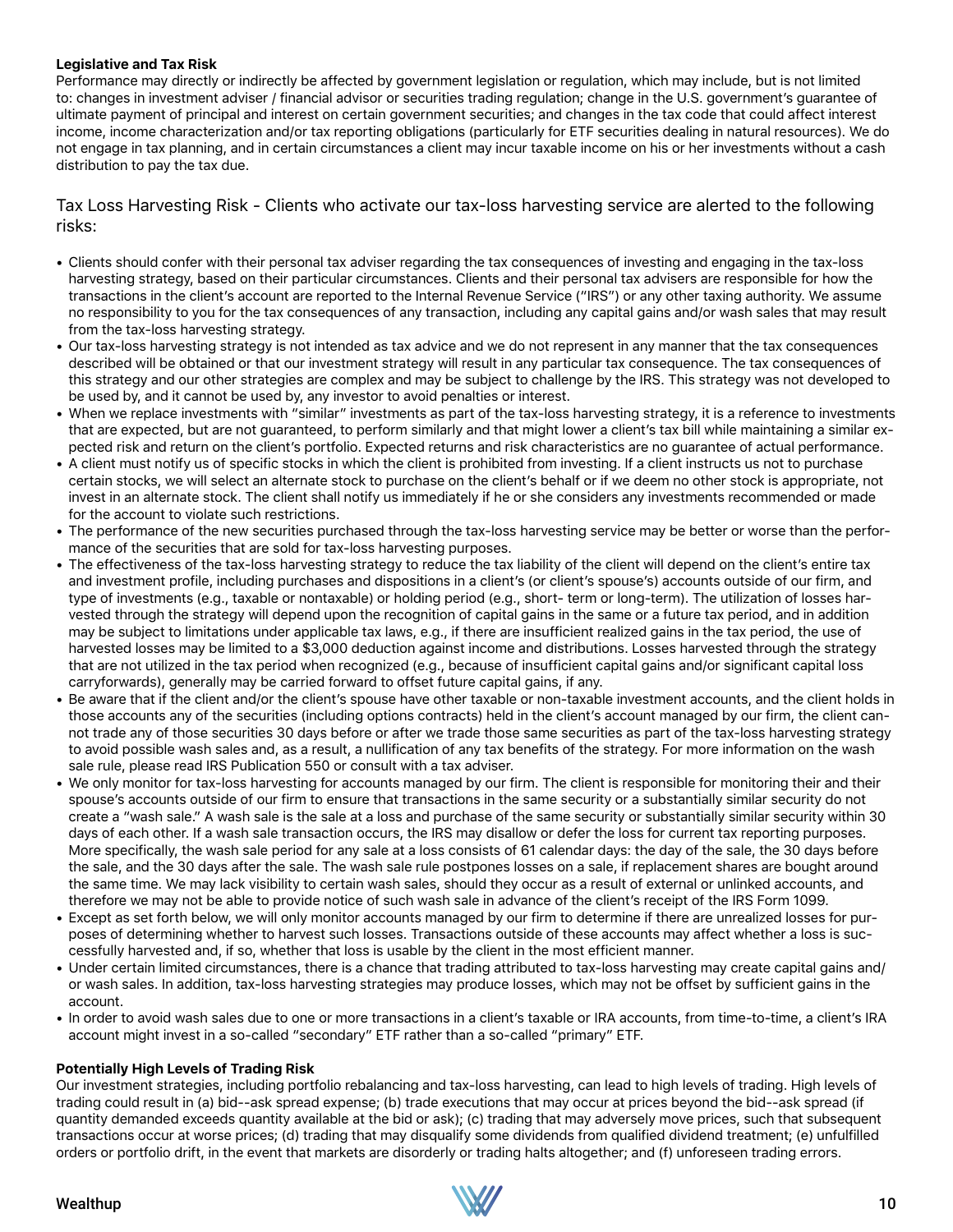**Legislative and Tax Risk**

Performance may directly or indirectly be affected by government legislation or regulation, which may include, but is not limited to: changes in investment adviser / financial advisor or securities trading regulation; change in the U.S. government's guarantee of ultimate payment of principal and interest on certain government securities; and changes in the tax code that could affect interest income, income characterization and/or tax reporting obligations (particularly for ETF securities dealing in natural resources). We do not engage in tax planning, and in certain circumstances a client may incur taxable income on his or her investments without a cash distribution to pay the tax due.

Tax Loss Harvesting Risk - Clients who activate our tax-loss harvesting service are alerted to the following risks:

- Clients should confer with their personal tax adviser regarding the tax consequences of investing and engaging in the tax-loss harvesting strategy, based on their particular circumstances. Clients and their personal tax advisers are responsible for how the transactions in the client's account are reported to the Internal Revenue Service ("IRS") or any other taxing authority. We assume no responsibility to you for the tax consequences of any transaction, including any capital gains and/or wash sales that may result from the tax-loss harvesting strategy.
- Our tax-loss harvesting strategy is not intended as tax advice and we do not represent in any manner that the tax consequences described will be obtained or that our investment strategy will result in any particular tax consequence. The tax consequences of this strategy and our other strategies are complex and may be subject to challenge by the IRS. This strategy was not developed to be used by, and it cannot be used by, any investor to avoid penalties or interest.
- When we replace investments with "similar" investments as part of the tax-loss harvesting strategy, it is a reference to investments that are expected, but are not guaranteed, to perform similarly and that might lower a client's tax bill while maintaining a similar expected risk and return on the client's portfolio. Expected returns and risk characteristics are no guarantee of actual performance.
- A client must notify us of specific stocks in which the client is prohibited from investing. If a client instructs us not to purchase certain stocks, we will select an alternate stock to purchase on the client's behalf or if we deem no other stock is appropriate, not invest in an alternate stock. The client shall notify us immediately if he or she considers any investments recommended or made for the account to violate such restrictions.
- The performance of the new securities purchased through the tax-loss harvesting service may be better or worse than the performance of the securities that are sold for tax-loss harvesting purposes.
- The effectiveness of the tax-loss harvesting strategy to reduce the tax liability of the client will depend on the client's entire tax and investment profile, including purchases and dispositions in a client's (or client's spouse's) accounts outside of our firm, and type of investments (e.g., taxable or nontaxable) or holding period (e.g., short- term or long-term). The utilization of losses harvested through the strategy will depend upon the recognition of capital gains in the same or a future tax period, and in addition may be subject to limitations under applicable tax laws, e.g., if there are insufficient realized gains in the tax period, the use of harvested losses may be limited to a $3,000 deduction against income and distributions. Losses harvested through the strategy that are not utilized in the tax period when recognized (e.g., because of insufficient capital gains and/or significant capital loss carryforwards), generally may be carried forward to offset future capital gains, if any.
- Be aware that if the client and/or the client's spouse have other taxable or non-taxable investment accounts, and the client holds in those accounts any of the securities (including options contracts) held in the client's account managed by our firm, the client cannot trade any of those securities 30 days before or after we trade those same securities as part of the tax-loss harvesting strategy to avoid possible wash sales and, as a result, a nullification of any tax benefits of the strategy. For more information on the wash sale rule, please read IRS Publication 550 or consult with a tax adviser.
- We only monitor for tax-loss harvesting for accounts managed by our firm. The client is responsible for monitoring their and their spouse's accounts outside of our firm to ensure that transactions in the same security or a substantially similar security do not create a "wash sale." A wash sale is the sale at a loss and purchase of the same security or substantially similar security within 30 days of each other. If a wash sale transaction occurs, the IRS may disallow or defer the loss for current tax reporting purposes. More specifically, the wash sale period for any sale at a loss consists of 61 calendar days: the day of the sale, the 30 days before the sale, and the 30 days after the sale. The wash sale rule postpones losses on a sale, if replacement shares are bought around the same time. We may lack visibility to certain wash sales, should they occur as a result of external or unlinked accounts, and therefore we may not be able to provide notice of such wash sale in advance of the client's receipt of the IRS Form 1099.
- Except as set forth below, we will only monitor accounts managed by our firm to determine if there are unrealized losses for purposes of determining whether to harvest such losses. Transactions outside of these accounts may affect whether a loss is successfully harvested and, if so, whether that loss is usable by the client in the most efficient manner.
- Under certain limited circumstances, there is a chance that trading attributed to tax-loss harvesting may create capital gains and/or wash sales. In addition, tax-loss harvesting strategies may produce losses, which may not be offset by sufficient gains in the account.
- In order to avoid wash sales due to one or more transactions in a client's taxable or IRA accounts, from time-to-time, a client's IRA account might invest in a so-called "secondary" ETF rather than a so-called "primary" ETF.

**Potentially High Levels of Trading Risk**

Our investment strategies, including portfolio rebalancing and tax-loss harvesting, can lead to high levels of trading. High levels of trading could result in (a) bid--ask spread expense; (b) trade executions that may occur at prices beyond the bid--ask spread (if quantity demanded exceeds quantity available at the bid or ask); (c) trading that may adversely move prices, such that subsequent transactions occur at worse prices; (d) trading that may disqualify some dividends from qualified dividend treatment; (e) unfulfilled orders or portfolio drift, in the event that markets are disorderly or trading halts altogether; and (f) unforeseen trading errors.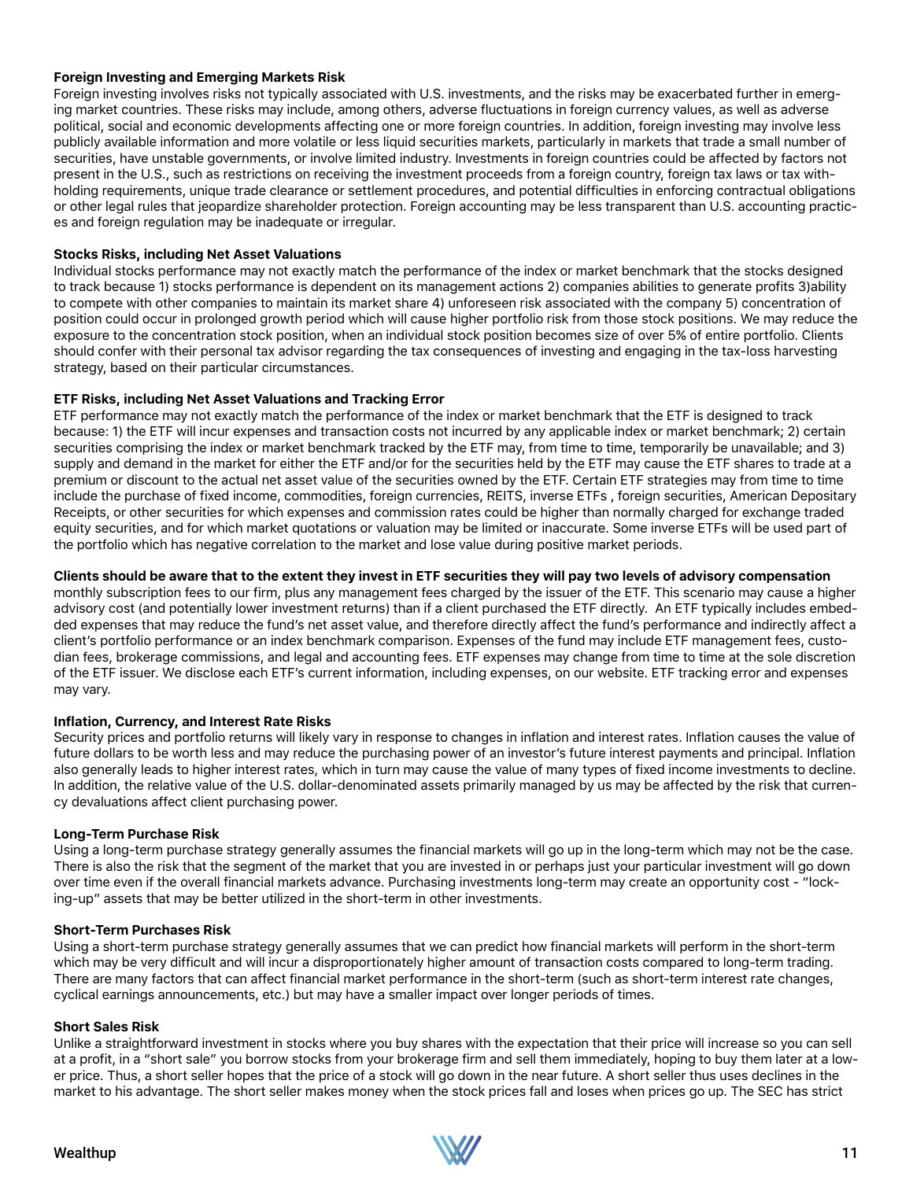**Foreign Investing and Emerging Markets Risk**

Foreign investing involves risks not typically associated with U.S. investments, and the risks may be exacerbated further in emerging market countries. These risks may include, among others, adverse fluctuations in foreign currency values, as well as adverse political, social and economic developments affecting one or more foreign countries. In addition, foreign investing may involve less publicly available information and more volatile or less liquid securities markets, particularly in markets that trade a small number of securities, have unstable governments, or involve limited industry. Investments in foreign countries could be affected by factors not present in the U.S., such as restrictions on receiving the investment proceeds from a foreign country, foreign tax laws or tax withholding requirements, unique trade clearance or settlement procedures, and potential difficulties in enforcing contractual obligations or other legal rules that jeopardize shareholder protection. Foreign accounting may be less transparent than U.S. accounting practices and foreign regulation may be inadequate or irregular.

**Stocks Risks, including Net Asset Valuations**

Individual stocks performance may not exactly match the performance of the index or market benchmark that the stocks designed to track because 1) stocks performance is dependent on its management actions 2) companies abilities to generate profits 3)ability to compete with other companies to maintain its market share 4) unforeseen risk associated with the company 5) concentration of position could occur in prolonged growth period which will cause higher portfolio risk from those stock positions. We may reduce the exposure to the concentration stock position, when an individual stock position becomes size of over 5% of entire portfolio. Clients should confer with their personal tax advisor regarding the tax consequences of investing and engaging in the tax-loss harvesting strategy, based on their particular circumstances.

**ETF Risks, including Net Asset Valuations and Tracking Error**

ETF performance may not exactly match the performance of the index or market benchmark that the ETF is designed to track because: 1) the ETF will incur expenses and transaction costs not incurred by any applicable index or market benchmark; 2) certain securities comprising the index or market benchmark tracked by the ETF may, from time to time, temporarily be unavailable; and 3) supply and demand in the market for either the ETF and/or for the securities held by the ETF may cause the ETF shares to trade at a premium or discount to the actual net asset value of the securities owned by the ETF. Certain ETF strategies may from time to time include the purchase of fixed income, commodities, foreign currencies, REITS, inverse ETFs , foreign securities, American Depositary Receipts, or other securities for which expenses and commission rates could be higher than normally charged for exchange traded equity securities, and for which market quotations or valuation may be limited or inaccurate. Some inverse ETFs will be used part of the portfolio which has negative correlation to the market and lose value during positive market periods.

**Clients should be aware that to the extent they invest in ETF securities they will pay two levels of advisory compensation** monthly subscription fees to our firm, plus any management fees charged by the issuer of the ETF. This scenario may cause a higher advisory cost (and potentially lower investment returns) than if a client purchased the ETF directly. An ETF typically includes embedded expenses that may reduce the fund's net asset value, and therefore directly affect the fund's performance and indirectly affect a client's portfolio performance or an index benchmark comparison. Expenses of the fund may include ETF management fees, custodian fees, brokerage commissions, and legal and accounting fees. ETF expenses may change from time to time at the sole discretion of the ETF issuer. We disclose each ETF's current information, including expenses, on our website. ETF tracking error and expenses may vary.

**Inflation, Currency, and Interest Rate Risks**

Security prices and portfolio returns will likely vary in response to changes in inflation and interest rates. Inflation causes the value of future dollars to be worth less and may reduce the purchasing power of an investor's future interest payments and principal. Inflation also generally leads to higher interest rates, which in turn may cause the value of many types of fixed income investments to decline. In addition, the relative value of the U.S. dollar-denominated assets primarily managed by us may be affected by the risk that currency devaluations affect client purchasing power.

**Long-Term Purchase Risk**

Using a long-term purchase strategy generally assumes the financial markets will go up in the long-term which may not be the case. There is also the risk that the segment of the market that you are invested in or perhaps just your particular investment will go down over time even if the overall financial markets advance. Purchasing investments long-term may create an opportunity cost - "locking-up" assets that may be better utilized in the short-term in other investments.

**Short-Term Purchases Risk**

Using a short-term purchase strategy generally assumes that we can predict how financial markets will perform in the short-term which may be very difficult and will incur a disproportionately higher amount of transaction costs compared to long-term trading. There are many factors that can affect financial market performance in the short-term (such as short-term interest rate changes, cyclical earnings announcements, etc.) but may have a smaller impact over longer periods of times.

**Short Sales Risk**

Unlike a straightforward investment in stocks where you buy shares with the expectation that their price will increase so you can sell at a profit, in a "short sale" you borrow stocks from your brokerage firm and sell them immediately, hoping to buy them later at a lower price. Thus, a short seller hopes that the price of a stock will go down in the near future. A short seller thus uses declines in the market to his advantage. The short seller makes money when the stock prices fall and loses when prices go up. The SEC has strict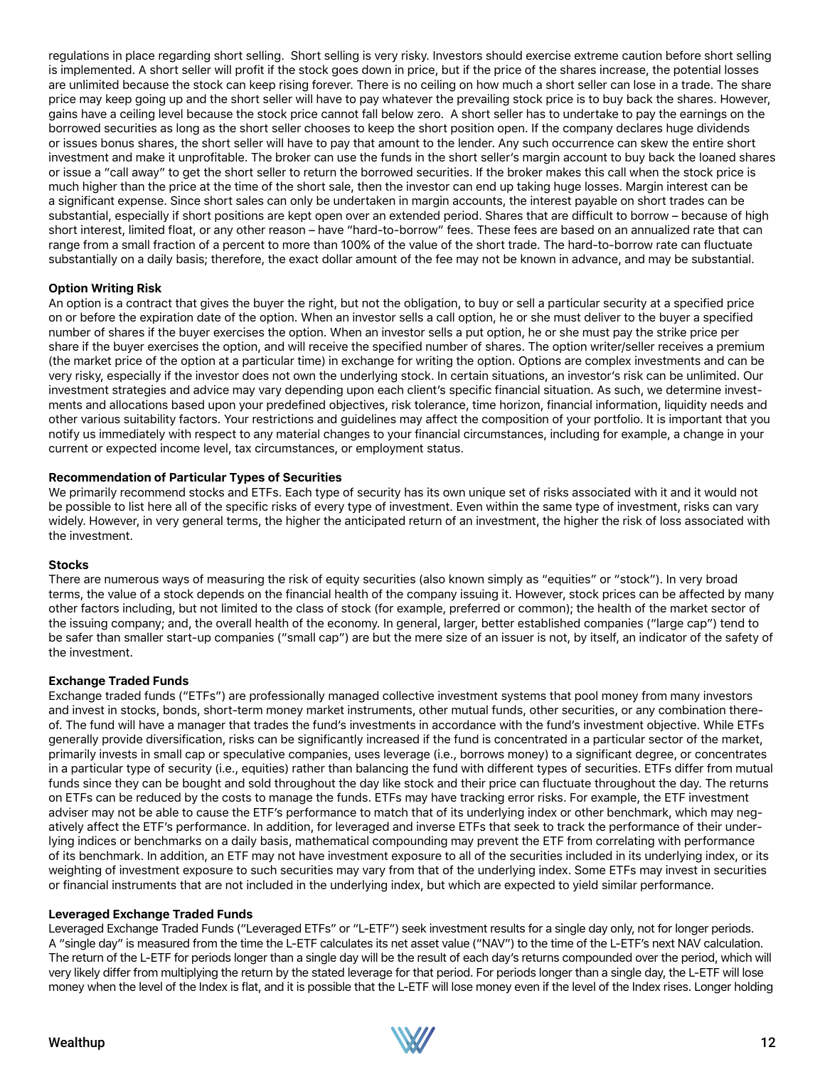regulations in place regarding short selling. Short selling is very risky. Investors should exercise extreme caution before short selling is implemented. A short seller will profit if the stock goes down in price, but if the price of the shares increase, the potential losses are unlimited because the stock can keep rising forever. There is no ceiling on how much a short seller can lose in a trade. The share price may keep going up and the short seller will have to pay whatever the prevailing stock price is to buy back the shares. However, gains have a ceiling level because the stock price cannot fall below zero. A short seller has to undertake to pay the earnings on the borrowed securities as long as the short seller chooses to keep the short position open. If the company declares huge dividends or issues bonus shares, the short seller will have to pay that amount to the lender. Any such occurrence can skew the entire short investment and make it unprofitable. The broker can use the funds in the short seller's margin account to buy back the loaned shares or issue a "call away" to get the short seller to return the borrowed securities. If the broker makes this call when the stock price is much higher than the price at the time of the short sale, then the investor can end up taking huge losses. Margin interest can be a significant expense. Since short sales can only be undertaken in margin accounts, the interest payable on short trades can be substantial, especially if short positions are kept open over an extended period. Shares that are difficult to borrow – because of high short interest, limited float, or any other reason – have "hard-to-borrow" fees. These fees are based on an annualized rate that can range from a small fraction of a percent to more than 100% of the value of the short trade. The hard-to-borrow rate can fluctuate substantially on a daily basis; therefore, the exact dollar amount of the fee may not be known in advance, and may be substantial.

**Option Writing Risk**

An option is a contract that gives the buyer the right, but not the obligation, to buy or sell a particular security at a specified price on or before the expiration date of the option. When an investor sells a call option, he or she must deliver to the buyer a specified number of shares if the buyer exercises the option. When an investor sells a put option, he or she must pay the strike price per share if the buyer exercises the option, and will receive the specified number of shares. The option writer/seller receives a premium (the market price of the option at a particular time) in exchange for writing the option. Options are complex investments and can be very risky, especially if the investor does not own the underlying stock. In certain situations, an investor's risk can be unlimited. Our investment strategies and advice may vary depending upon each client's specific financial situation. As such, we determine investments and allocations based upon your predefined objectives, risk tolerance, time horizon, financial information, liquidity needs and other various suitability factors. Your restrictions and guidelines may affect the composition of your portfolio. It is important that you notify us immediately with respect to any material changes to your financial circumstances, including for example, a change in your current or expected income level, tax circumstances, or employment status.

**Recommendation of Particular Types of Securities**

We primarily recommend stocks and ETFs. Each type of security has its own unique set of risks associated with it and it would not be possible to list here all of the specific risks of every type of investment. Even within the same type of investment, risks can vary widely. However, in very general terms, the higher the anticipated return of an investment, the higher the risk of loss associated with the investment.

**Stocks**

There are numerous ways of measuring the risk of equity securities (also known simply as "equities" or "stock"). In very broad terms, the value of a stock depends on the financial health of the company issuing it. However, stock prices can be affected by many other factors including, but not limited to the class of stock (for example, preferred or common); the health of the market sector of the issuing company; and, the overall health of the economy. In general, larger, better established companies ("large cap") tend to be safer than smaller start-up companies ("small cap") are but the mere size of an issuer is not, by itself, an indicator of the safety of the investment.

**Exchange Traded Funds**

Exchange traded funds ("ETFs") are professionally managed collective investment systems that pool money from many investors and invest in stocks, bonds, short-term money market instruments, other mutual funds, other securities, or any combination thereof. The fund will have a manager that trades the fund's investments in accordance with the fund's investment objective. While ETFs generally provide diversification, risks can be significantly increased if the fund is concentrated in a particular sector of the market, primarily invests in small cap or speculative companies, uses leverage (i.e., borrows money) to a significant degree, or concentrates in a particular type of security (i.e., equities) rather than balancing the fund with different types of securities. ETFs differ from mutual funds since they can be bought and sold throughout the day like stock and their price can fluctuate throughout the day. The returns on ETFs can be reduced by the costs to manage the funds. ETFs may have tracking error risks. For example, the ETF investment adviser may not be able to cause the ETF's performance to match that of its underlying index or other benchmark, which may negatively affect the ETF's performance. In addition, for leveraged and inverse ETFs that seek to track the performance of their underlying indices or benchmarks on a daily basis, mathematical compounding may prevent the ETF from correlating with performance of its benchmark. In addition, an ETF may not have investment exposure to all of the securities included in its underlying index, or its weighting of investment exposure to such securities may vary from that of the underlying index. Some ETFs may invest in securities or financial instruments that are not included in the underlying index, but which are expected to yield similar performance.

**Leveraged Exchange Traded Funds**

Leveraged Exchange Traded Funds ("Leveraged ETFs" or "L-ETF") seek investment results for a single day only, not for longer periods. A "single day" is measured from the time the L-ETF calculates its net asset value ("NAV") to the time of the L-ETF's next NAV calculation. The return of the L-ETF for periods longer than a single day will be the result of each day's returns compounded over the period, which will very likely differ from multiplying the return by the stated leverage for that period. For periods longer than a single day, the L-ETF will lose money when the level of the Index is flat, and it is possible that the L-ETF will lose money even if the level of the Index rises. Longer holding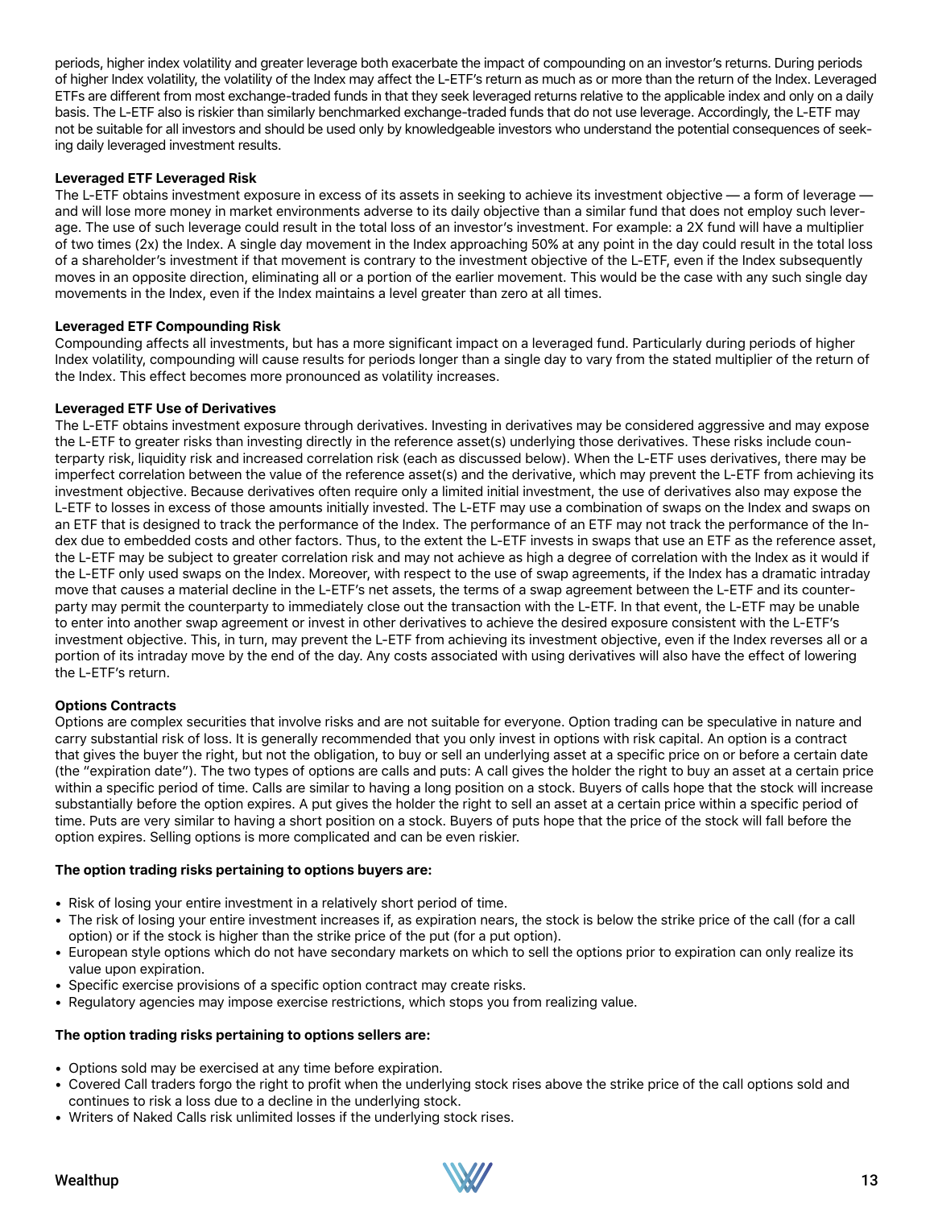periods, higher index volatility and greater leverage both exacerbate the impact of compounding on an investor's returns. During periods of higher Index volatility, the volatility of the Index may affect the L-ETF's return as much as or more than the return of the Index. Leveraged ETFs are different from most exchange-traded funds in that they seek leveraged returns relative to the applicable index and only on a daily basis. The L-ETF also is riskier than similarly benchmarked exchange-traded funds that do not use leverage. Accordingly, the L-ETF may not be suitable for all investors and should be used only by knowledgeable investors who understand the potential consequences of seeking daily leveraged investment results.

**Leveraged ETF Leveraged Risk**

The L-ETF obtains investment exposure in excess of its assets in seeking to achieve its investment objective — a form of leverage — and will lose more money in market environments adverse to its daily objective than a similar fund that does not employ such leverage. The use of such leverage could result in the total loss of an investor's investment. For example: a 2X fund will have a multiplier of two times (2x) the Index. A single day movement in the Index approaching 50% at any point in the day could result in the total loss of a shareholder's investment if that movement is contrary to the investment objective of the L-ETF, even if the Index subsequently moves in an opposite direction, eliminating all or a portion of the earlier movement. This would be the case with any such single day movements in the Index, even if the Index maintains a level greater than zero at all times.

**Leveraged ETF Compounding Risk**

Compounding affects all investments, but has a more significant impact on a leveraged fund. Particularly during periods of higher Index volatility, compounding will cause results for periods longer than a single day to vary from the stated multiplier of the return of the Index. This effect becomes more pronounced as volatility increases.

**Leveraged ETF Use of Derivatives**

The L-ETF obtains investment exposure through derivatives. Investing in derivatives may be considered aggressive and may expose the L-ETF to greater risks than investing directly in the reference asset(s) underlying those derivatives. These risks include counterparty risk, liquidity risk and increased correlation risk (each as discussed below). When the L-ETF uses derivatives, there may be imperfect correlation between the value of the reference asset(s) and the derivative, which may prevent the L-ETF from achieving its investment objective. Because derivatives often require only a limited initial investment, the use of derivatives also may expose the L-ETF to losses in excess of those amounts initially invested. The L-ETF may use a combination of swaps on the Index and swaps on an ETF that is designed to track the performance of the Index. The performance of an ETF may not track the performance of the Index due to embedded costs and other factors. Thus, to the extent the L-ETF invests in swaps that use an ETF as the reference asset, the L-ETF may be subject to greater correlation risk and may not achieve as high a degree of correlation with the Index as it would if the L-ETF only used swaps on the Index. Moreover, with respect to the use of swap agreements, if the Index has a dramatic intraday move that causes a material decline in the L-ETF's net assets, the terms of a swap agreement between the L-ETF and its counterparty may permit the counterparty to immediately close out the transaction with the L-ETF. In that event, the L-ETF may be unable to enter into another swap agreement or invest in other derivatives to achieve the desired exposure consistent with the L-ETF's investment objective. This, in turn, may prevent the L-ETF from achieving its investment objective, even if the Index reverses all or a portion of its intraday move by the end of the day. Any costs associated with using derivatives will also have the effect of lowering the L-ETF's return.

**Options Contracts**

Options are complex securities that involve risks and are not suitable for everyone. Option trading can be speculative in nature and carry substantial risk of loss. It is generally recommended that you only invest in options with risk capital. An option is a contract that gives the buyer the right, but not the obligation, to buy or sell an underlying asset at a specific price on or before a certain date (the "expiration date"). The two types of options are calls and puts: A call gives the holder the right to buy an asset at a certain price within a specific period of time. Calls are similar to having a long position on a stock. Buyers of calls hope that the stock will increase substantially before the option expires. A put gives the holder the right to sell an asset at a certain price within a specific period of time. Puts are very similar to having a short position on a stock. Buyers of puts hope that the price of the stock will fall before the option expires. Selling options is more complicated and can be even riskier.

**The option trading risks pertaining to options buyers are:**

- Risk of losing your entire investment in a relatively short period of time.
- The risk of losing your entire investment increases if, as expiration nears, the stock is below the strike price of the call (for a call option) or if the stock is higher than the strike price of the put (for a put option).
- European style options which do not have secondary markets on which to sell the options prior to expiration can only realize its value upon expiration.
- Specific exercise provisions of a specific option contract may create risks.
- Regulatory agencies may impose exercise restrictions, which stops you from realizing value.

**The option trading risks pertaining to options sellers are:**

- Options sold may be exercised at any time before expiration.
- Covered Call traders forgo the right to profit when the underlying stock rises above the strike price of the call options sold and continues to risk a loss due to a decline in the underlying stock.
- Writers of Naked Calls risk unlimited losses if the underlying stock rises.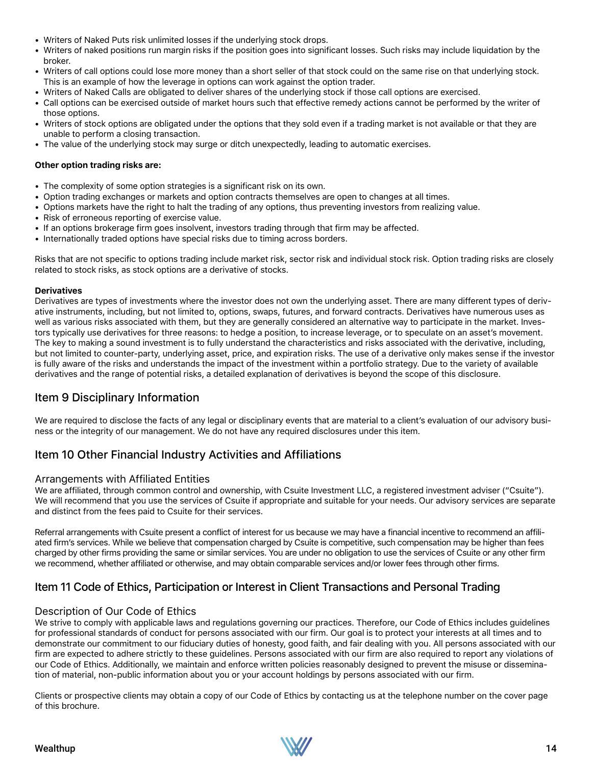- Writers of Naked Puts risk unlimited losses if the underlying stock drops.
- Writers of naked positions run margin risks if the position goes into significant losses. Such risks may include liquidation by the broker.
- Writers of call options could lose more money than a short seller of that stock could on the same rise on that underlying stock. This is an example of how the leverage in options can work against the option trader.
- Writers of Naked Calls are obligated to deliver shares of the underlying stock if those call options are exercised.
- Call options can be exercised outside of market hours such that effective remedy actions cannot be performed by the writer of those options.
- Writers of stock options are obligated under the options that they sold even if a trading market is not available or that they are unable to perform a closing transaction.
- The value of the underlying stock may surge or ditch unexpectedly, leading to automatic exercises.

**Other option trading risks are:**

- The complexity of some option strategies is a significant risk on its own.
- Option trading exchanges or markets and option contracts themselves are open to changes at all times.
- Options markets have the right to halt the trading of any options, thus preventing investors from realizing value.
- Risk of erroneous reporting of exercise value.
- If an options brokerage firm goes insolvent, investors trading through that firm may be affected.
- Internationally traded options have special risks due to timing across borders.

Risks that are not specific to options trading include market risk, sector risk and individual stock risk. Option trading risks are closely related to stock risks, as stock options are a derivative of stocks.

**Derivatives**

Derivatives are types of investments where the investor does not own the underlying asset. There are many different types of derivative instruments, including, but not limited to, options, swaps, futures, and forward contracts. Derivatives have numerous uses as well as various risks associated with them, but they are generally considered an alternative way to participate in the market. Investors typically use derivatives for three reasons: to hedge a position, to increase leverage, or to speculate on an asset's movement. The key to making a sound investment is to fully understand the characteristics and risks associated with the derivative, including, but not limited to counter-party, underlying asset, price, and expiration risks. The use of a derivative only makes sense if the investor is fully aware of the risks and understands the impact of the investment within a portfolio strategy. Due to the variety of available derivatives and the range of potential risks, a detailed explanation of derivatives is beyond the scope of this disclosure.

## Item 9 Disciplinary Information

We are required to disclose the facts of any legal or disciplinary events that are material to a client's evaluation of our advisory business or the integrity of our management. We do not have any required disclosures under this item.

## Item 10 Other Financial Industry Activities and Affiliations

### Arrangements with Affiliated Entities

We are affiliated, through common control and ownership, with Csuite Investment LLC, a registered investment adviser ("Csuite"). We will recommend that you use the services of Csuite if appropriate and suitable for your needs. Our advisory services are separate and distinct from the fees paid to Csuite for their services.

Referral arrangements with Csuite present a conflict of interest for us because we may have a financial incentive to recommend an affiliated firm's services. While we believe that compensation charged by Csuite is competitive, such compensation may be higher than fees charged by other firms providing the same or similar services. You are under no obligation to use the services of Csuite or any other firm we recommend, whether affiliated or otherwise, and may obtain comparable services and/or lower fees through other firms.

## Item 11 Code of Ethics, Participation or Interest in Client Transactions and Personal Trading

### Description of Our Code of Ethics

We strive to comply with applicable laws and regulations governing our practices. Therefore, our Code of Ethics includes guidelines for professional standards of conduct for persons associated with our firm. Our goal is to protect your interests at all times and to demonstrate our commitment to our fiduciary duties of honesty, good faith, and fair dealing with you. All persons associated with our firm are expected to adhere strictly to these guidelines. Persons associated with our firm are also required to report any violations of our Code of Ethics. Additionally, we maintain and enforce written policies reasonably designed to prevent the misuse or dissemination of material, non-public information about you or your account holdings by persons associated with our firm.

Clients or prospective clients may obtain a copy of our Code of Ethics by contacting us at the telephone number on the cover page of this brochure.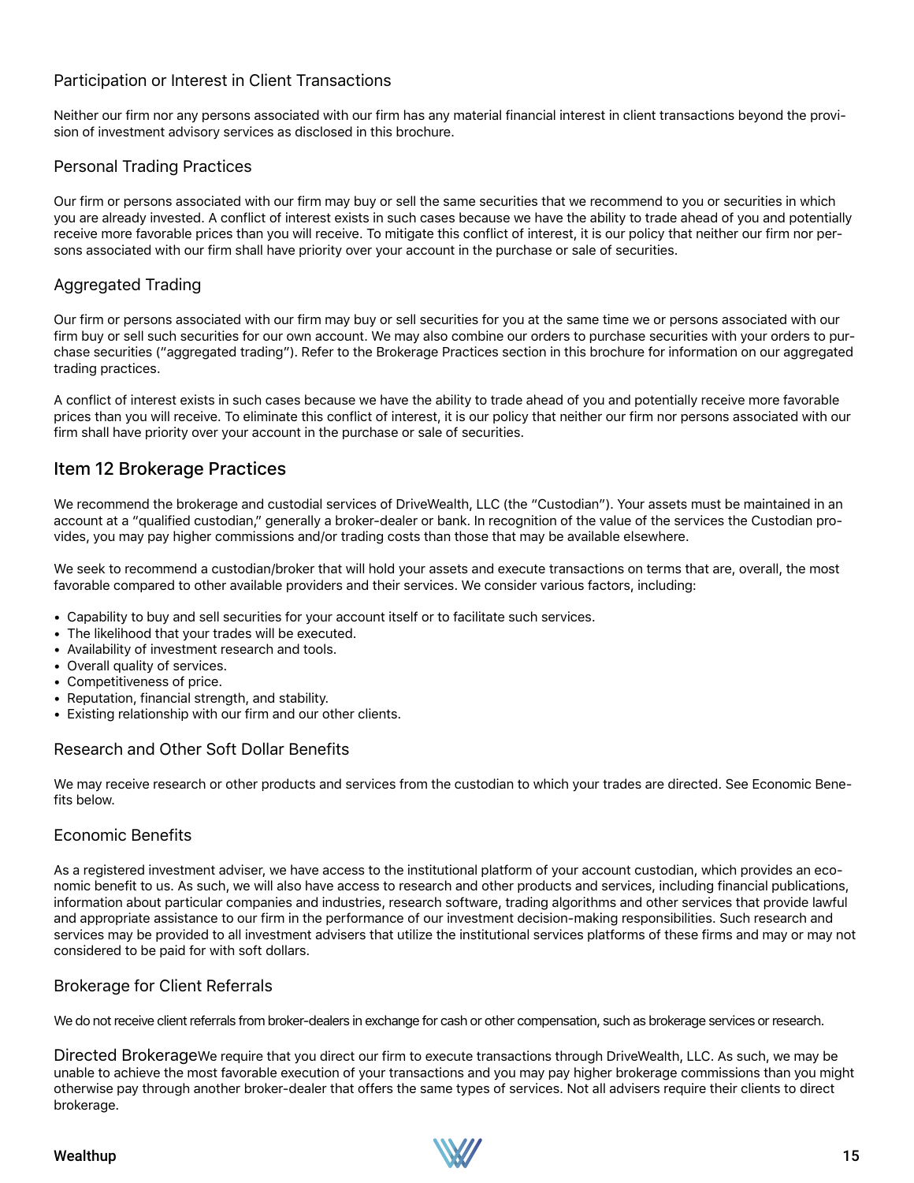### Participation or Interest in Client Transactions

Neither our firm nor any persons associated with our firm has any material financial interest in client transactions beyond the provision of investment advisory services as disclosed in this brochure.

### Personal Trading Practices

Our firm or persons associated with our firm may buy or sell the same securities that we recommend to you or securities in which you are already invested. A conflict of interest exists in such cases because we have the ability to trade ahead of you and potentially receive more favorable prices than you will receive. To mitigate this conflict of interest, it is our policy that neither our firm nor persons associated with our firm shall have priority over your account in the purchase or sale of securities.

### Aggregated Trading

Our firm or persons associated with our firm may buy or sell securities for you at the same time we or persons associated with our firm buy or sell such securities for our own account. We may also combine our orders to purchase securities with your orders to purchase securities ("aggregated trading"). Refer to the Brokerage Practices section in this brochure for information on our aggregated trading practices.

A conflict of interest exists in such cases because we have the ability to trade ahead of you and potentially receive more favorable prices than you will receive. To eliminate this conflict of interest, it is our policy that neither our firm nor persons associated with our firm shall have priority over your account in the purchase or sale of securities.

## Item 12 Brokerage Practices

We recommend the brokerage and custodial services of DriveWealth, LLC (the "Custodian"). Your assets must be maintained in an account at a "qualified custodian," generally a broker-dealer or bank. In recognition of the value of the services the Custodian provides, you may pay higher commissions and/or trading costs than those that may be available elsewhere.

We seek to recommend a custodian/broker that will hold your assets and execute transactions on terms that are, overall, the most favorable compared to other available providers and their services. We consider various factors, including:

- Capability to buy and sell securities for your account itself or to facilitate such services.
- The likelihood that your trades will be executed.
- Availability of investment research and tools.
- Overall quality of services.
- Competitiveness of price.
- Reputation, financial strength, and stability.
- Existing relationship with our firm and our other clients.

### Research and Other Soft Dollar Benefits

We may receive research or other products and services from the custodian to which your trades are directed. See Economic Benefits below.

### Economic Benefits

As a registered investment adviser, we have access to the institutional platform of your account custodian, which provides an economic benefit to us. As such, we will also have access to research and other products and services, including financial publications, information about particular companies and industries, research software, trading algorithms and other services that provide lawful and appropriate assistance to our firm in the performance of our investment decision-making responsibilities. Such research and services may be provided to all investment advisers that utilize the institutional services platforms of these firms and may or may not considered to be paid for with soft dollars.

### Brokerage for Client Referrals

We do not receive client referrals from broker-dealers in exchange for cash or other compensation, such as brokerage services or research.

### Directed Brokerage

We require that you direct our firm to execute transactions through DriveWealth, LLC. As such, we may be unable to achieve the most favorable execution of your transactions and you may pay higher brokerage commissions than you might otherwise pay through another broker-dealer that offers the same types of services. Not all advisers require their clients to direct brokerage.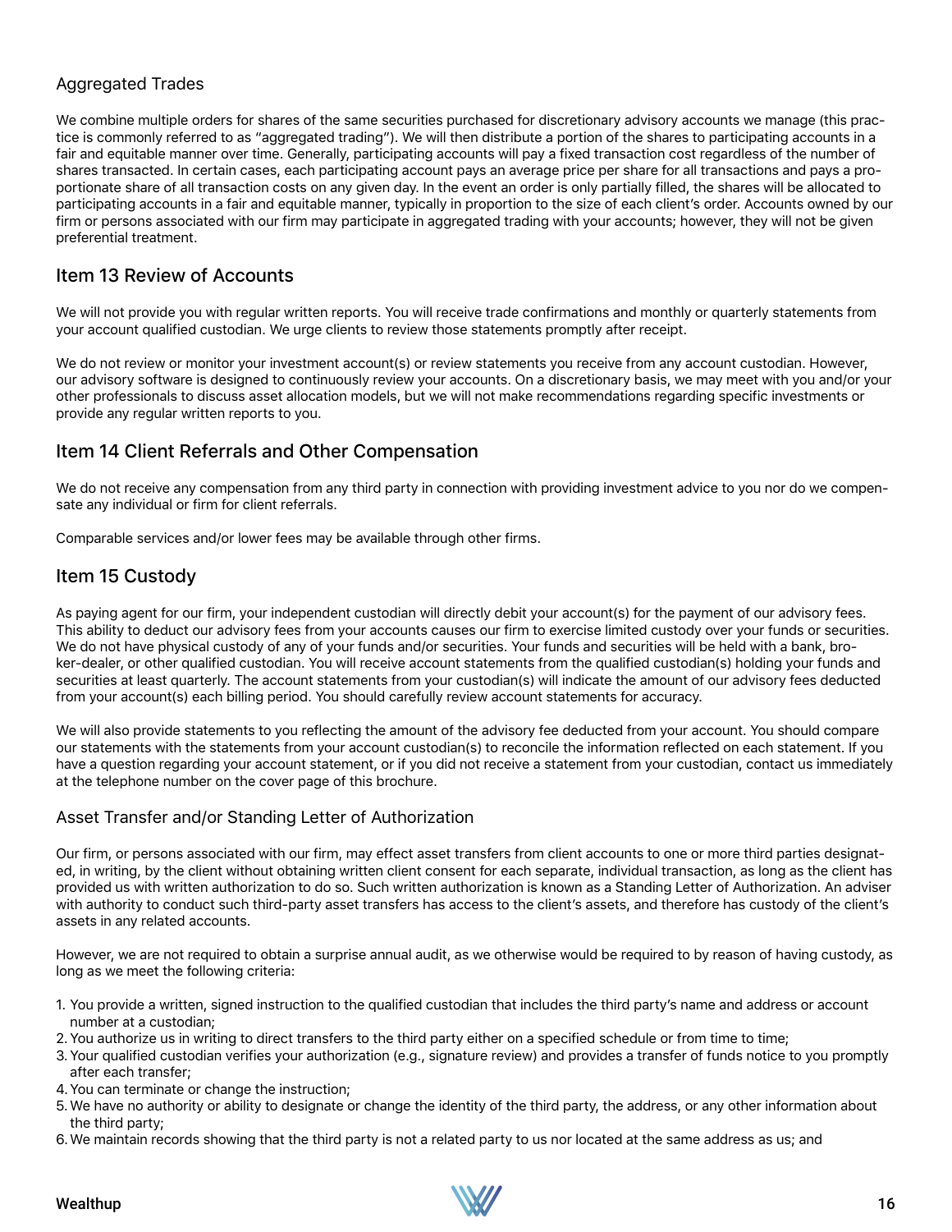### Aggregated Trades

We combine multiple orders for shares of the same securities purchased for discretionary advisory accounts we manage (this practice is commonly referred to as "aggregated trading"). We will then distribute a portion of the shares to participating accounts in a fair and equitable manner over time. Generally, participating accounts will pay a fixed transaction cost regardless of the number of shares transacted. In certain cases, each participating account pays an average price per share for all transactions and pays a proportionate share of all transaction costs on any given day. In the event an order is only partially filled, the shares will be allocated to participating accounts in a fair and equitable manner, typically in proportion to the size of each client's order. Accounts owned by our firm or persons associated with our firm may participate in aggregated trading with your accounts; however, they will not be given preferential treatment.

## Item 13 Review of Accounts

We will not provide you with regular written reports. You will receive trade confirmations and monthly or quarterly statements from your account qualified custodian. We urge clients to review those statements promptly after receipt.

We do not review or monitor your investment account(s) or review statements you receive from any account custodian. However, our advisory software is designed to continuously review your accounts. On a discretionary basis, we may meet with you and/or your other professionals to discuss asset allocation models, but we will not make recommendations regarding specific investments or provide any regular written reports to you.

## Item 14 Client Referrals and Other Compensation

We do not receive any compensation from any third party in connection with providing investment advice to you nor do we compensate any individual or firm for client referrals.

Comparable services and/or lower fees may be available through other firms.

## Item 15 Custody

As paying agent for our firm, your independent custodian will directly debit your account(s) for the payment of our advisory fees. This ability to deduct our advisory fees from your accounts causes our firm to exercise limited custody over your funds or securities. We do not have physical custody of any of your funds and/or securities. Your funds and securities will be held with a bank, broker-dealer, or other qualified custodian. You will receive account statements from the qualified custodian(s) holding your funds and securities at least quarterly. The account statements from your custodian(s) will indicate the amount of our advisory fees deducted from your account(s) each billing period. You should carefully review account statements for accuracy.

We will also provide statements to you reflecting the amount of the advisory fee deducted from your account. You should compare our statements with the statements from your account custodian(s) to reconcile the information reflected on each statement. If you have a question regarding your account statement, or if you did not receive a statement from your custodian, contact us immediately at the telephone number on the cover page of this brochure.

### Asset Transfer and/or Standing Letter of Authorization

Our firm, or persons associated with our firm, may effect asset transfers from client accounts to one or more third parties designated, in writing, by the client without obtaining written client consent for each separate, individual transaction, as long as the client has provided us with written authorization to do so. Such written authorization is known as a Standing Letter of Authorization. An adviser with authority to conduct such third-party asset transfers has access to the client's assets, and therefore has custody of the client's assets in any related accounts.

However, we are not required to obtain a surprise annual audit, as we otherwise would be required to by reason of having custody, as long as we meet the following criteria:

1. You provide a written, signed instruction to the qualified custodian that includes the third party's name and address or account number at a custodian;
2. You authorize us in writing to direct transfers to the third party either on a specified schedule or from time to time;
3. Your qualified custodian verifies your authorization (e.g., signature review) and provides a transfer of funds notice to you promptly after each transfer;
4. You can terminate or change the instruction;
5. We have no authority or ability to designate or change the identity of the third party, the address, or any other information about the third party;
6. We maintain records showing that the third party is not a related party to us nor located at the same address as us; and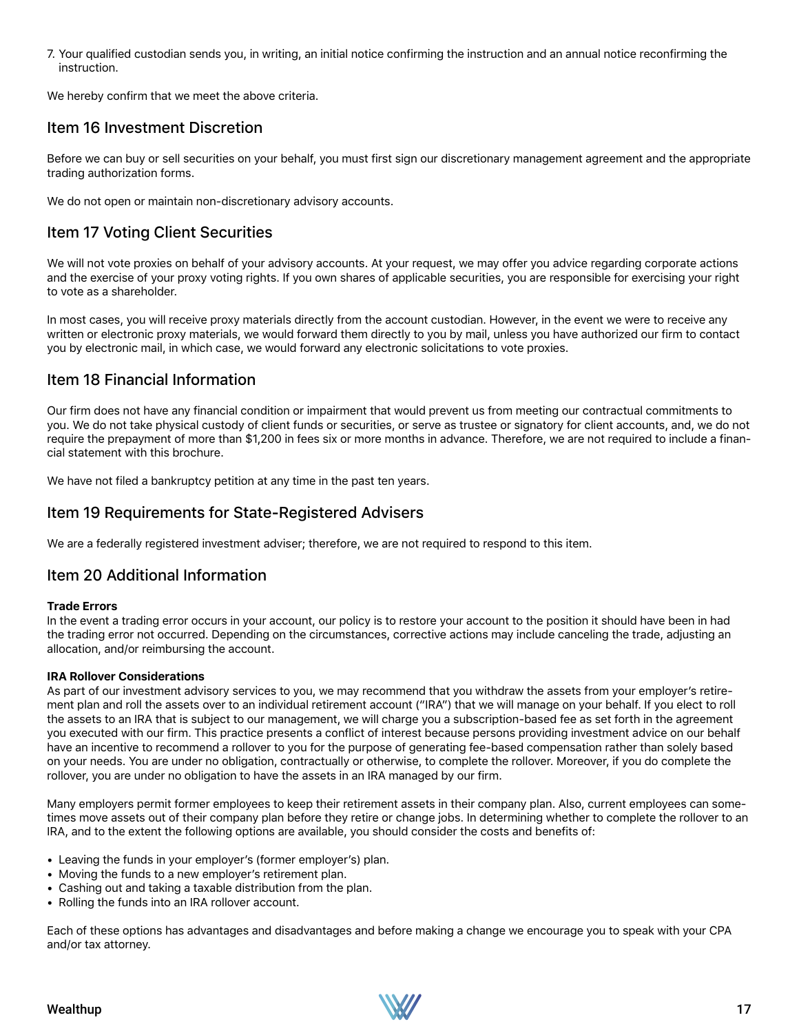7. Your qualified custodian sends you, in writing, an initial notice confirming the instruction and an annual notice reconfirming the instruction.

We hereby confirm that we meet the above criteria.

## Item 16 Investment Discretion

Before we can buy or sell securities on your behalf, you must first sign our discretionary management agreement and the appropriate trading authorization forms.

We do not open or maintain non-discretionary advisory accounts.

## Item 17 Voting Client Securities

We will not vote proxies on behalf of your advisory accounts. At your request, we may offer you advice regarding corporate actions and the exercise of your proxy voting rights. If you own shares of applicable securities, you are responsible for exercising your right to vote as a shareholder.

In most cases, you will receive proxy materials directly from the account custodian. However, in the event we were to receive any written or electronic proxy materials, we would forward them directly to you by mail, unless you have authorized our firm to contact you by electronic mail, in which case, we would forward any electronic solicitations to vote proxies.

## Item 18 Financial Information

Our firm does not have any financial condition or impairment that would prevent us from meeting our contractual commitments to you. We do not take physical custody of client funds or securities, or serve as trustee or signatory for client accounts, and, we do not require the prepayment of more than $1,200 in fees six or more months in advance. Therefore, we are not required to include a financial statement with this brochure.

We have not filed a bankruptcy petition at any time in the past ten years.

## Item 19 Requirements for State-Registered Advisers

We are a federally registered investment adviser; therefore, we are not required to respond to this item.

## Item 20 Additional Information

**Trade Errors**

In the event a trading error occurs in your account, our policy is to restore your account to the position it should have been in had the trading error not occurred. Depending on the circumstances, corrective actions may include canceling the trade, adjusting an allocation, and/or reimbursing the account.

**IRA Rollover Considerations**

As part of our investment advisory services to you, we may recommend that you withdraw the assets from your employer's retirement plan and roll the assets over to an individual retirement account ("IRA") that we will manage on your behalf. If you elect to roll the assets to an IRA that is subject to our management, we will charge you a subscription-based fee as set forth in the agreement you executed with our firm. This practice presents a conflict of interest because persons providing investment advice on our behalf have an incentive to recommend a rollover to you for the purpose of generating fee-based compensation rather than solely based on your needs. You are under no obligation, contractually or otherwise, to complete the rollover. Moreover, if you do complete the rollover, you are under no obligation to have the assets in an IRA managed by our firm.

Many employers permit former employees to keep their retirement assets in their company plan. Also, current employees can sometimes move assets out of their company plan before they retire or change jobs. In determining whether to complete the rollover to an IRA, and to the extent the following options are available, you should consider the costs and benefits of:

- Leaving the funds in your employer's (former employer's) plan.
- Moving the funds to a new employer's retirement plan.
- Cashing out and taking a taxable distribution from the plan.
- Rolling the funds into an IRA rollover account.

Each of these options has advantages and disadvantages and before making a change we encourage you to speak with your CPA and/or tax attorney.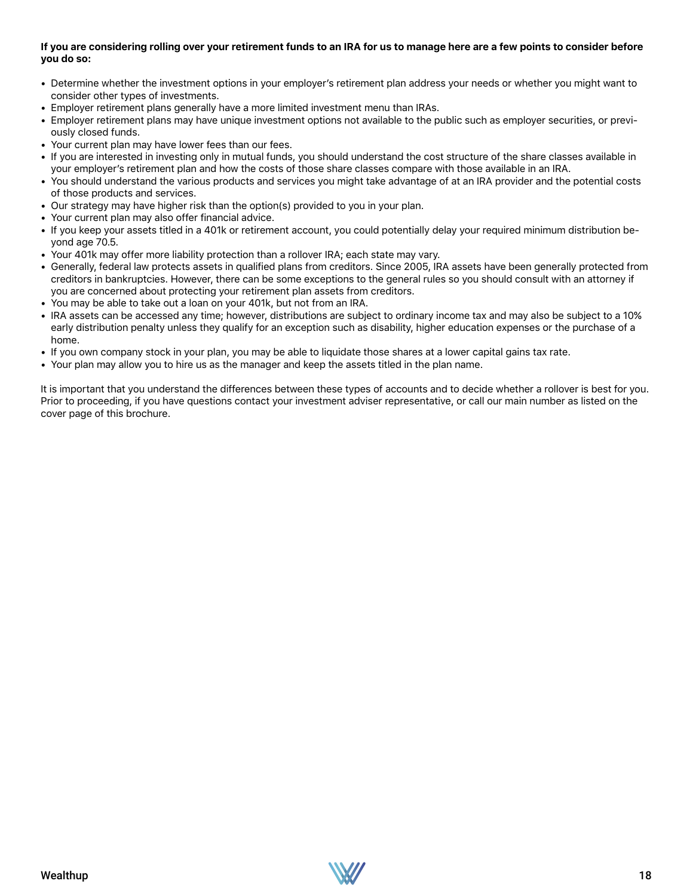**If you are considering rolling over your retirement funds to an IRA for us to manage here are a few points to consider before you do so:**

- Determine whether the investment options in your employer's retirement plan address your needs or whether you might want to consider other types of investments.
- Employer retirement plans generally have a more limited investment menu than IRAs.
- Employer retirement plans may have unique investment options not available to the public such as employer securities, or previously closed funds.
- Your current plan may have lower fees than our fees.
- If you are interested in investing only in mutual funds, you should understand the cost structure of the share classes available in your employer's retirement plan and how the costs of those share classes compare with those available in an IRA.
- You should understand the various products and services you might take advantage of at an IRA provider and the potential costs of those products and services.
- Our strategy may have higher risk than the option(s) provided to you in your plan.
- Your current plan may also offer financial advice.
- If you keep your assets titled in a 401k or retirement account, you could potentially delay your required minimum distribution beyond age 70.5.
- Your 401k may offer more liability protection than a rollover IRA; each state may vary.
- Generally, federal law protects assets in qualified plans from creditors. Since 2005, IRA assets have been generally protected from creditors in bankruptcies. However, there can be some exceptions to the general rules so you should consult with an attorney if you are concerned about protecting your retirement plan assets from creditors.
- You may be able to take out a loan on your 401k, but not from an IRA.
- IRA assets can be accessed any time; however, distributions are subject to ordinary income tax and may also be subject to a 10% early distribution penalty unless they qualify for an exception such as disability, higher education expenses or the purchase of a home.
- If you own company stock in your plan, you may be able to liquidate those shares at a lower capital gains tax rate.
- Your plan may allow you to hire us as the manager and keep the assets titled in the plan name.

It is important that you understand the differences between these types of accounts and to decide whether a rollover is best for you. Prior to proceeding, if you have questions contact your investment adviser representative, or call our main number as listed on the cover page of this brochure.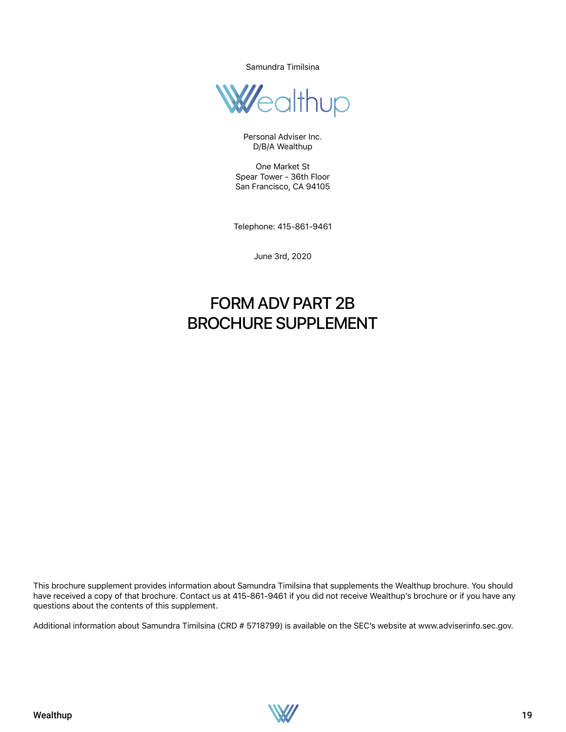Samundra Timilsina

Personal Adviser Inc.
D/B/A Wealthup

One Market St
Spear Tower - 36th Floor
San Francisco, CA 94105

Telephone: 415-861-9461

June 3rd, 2020

# FORM ADV PART 2B BROCHURE SUPPLEMENT

This brochure supplement provides information about Samundra Timilsina that supplements the Wealthup brochure. You should have received a copy of that brochure. Contact us at 415-861-9461 if you did not receive Wealthup's brochure or if you have any questions about the contents of this supplement.

Additional information about Samundra Timilsina (CRD # 5718799) is available on the SEC's website at www.adviserinfo.sec.gov.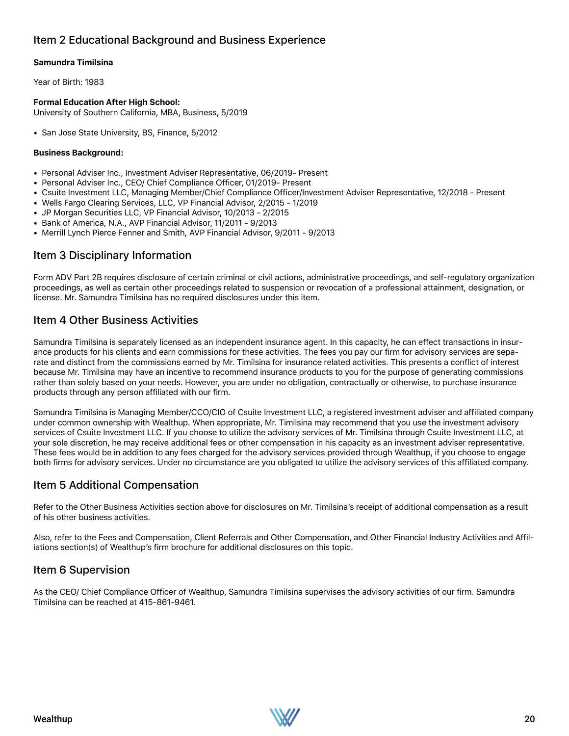## Item 2 Educational Background and Business Experience

**Samundra Timilsina**

Year of Birth: 1983

**Formal Education After High School:**
University of Southern California, MBA, Business, 5/2019

- San Jose State University, BS, Finance, 5/2012

**Business Background:**

- Personal Adviser Inc., Investment Adviser Representative, 06/2019- Present
- Personal Adviser Inc., CEO/ Chief Compliance Officer, 01/2019- Present
- Csuite Investment LLC, Managing Member/Chief Compliance Officer/Investment Adviser Representative, 12/2018 - Present
- Wells Fargo Clearing Services, LLC, VP Financial Advisor, 2/2015 - 1/2019
- JP Morgan Securities LLC, VP Financial Advisor, 10/2013 - 2/2015
- Bank of America, N.A., AVP Financial Advisor, 11/2011 - 9/2013
- Merrill Lynch Pierce Fenner and Smith, AVP Financial Advisor, 9/2011 - 9/2013

## Item 3 Disciplinary Information

Form ADV Part 2B requires disclosure of certain criminal or civil actions, administrative proceedings, and self-regulatory organization proceedings, as well as certain other proceedings related to suspension or revocation of a professional attainment, designation, or license. Mr. Samundra Timilsina has no required disclosures under this item.

## Item 4 Other Business Activities

Samundra Timilsina is separately licensed as an independent insurance agent. In this capacity, he can effect transactions in insurance products for his clients and earn commissions for these activities. The fees you pay our firm for advisory services are separate and distinct from the commissions earned by Mr. Timilsina for insurance related activities. This presents a conflict of interest because Mr. Timilsina may have an incentive to recommend insurance products to you for the purpose of generating commissions rather than solely based on your needs. However, you are under no obligation, contractually or otherwise, to purchase insurance products through any person affiliated with our firm.

Samundra Timilsina is Managing Member/CCO/CIO of Csuite Investment LLC, a registered investment adviser and affiliated company under common ownership with Wealthup. When appropriate, Mr. Timilsina may recommend that you use the investment advisory services of Csuite Investment LLC. If you choose to utilize the advisory services of Mr. Timilsina through Csuite Investment LLC, at your sole discretion, he may receive additional fees or other compensation in his capacity as an investment adviser representative. These fees would be in addition to any fees charged for the advisory services provided through Wealthup, if you choose to engage both firms for advisory services. Under no circumstance are you obligated to utilize the advisory services of this affiliated company.

## Item 5 Additional Compensation

Refer to the Other Business Activities section above for disclosures on Mr. Timilsina's receipt of additional compensation as a result of his other business activities.

Also, refer to the Fees and Compensation, Client Referrals and Other Compensation, and Other Financial Industry Activities and Affiliations section(s) of Wealthup's firm brochure for additional disclosures on this topic.

## Item 6 Supervision

As the CEO/ Chief Compliance Officer of Wealthup, Samundra Timilsina supervises the advisory activities of our firm. Samundra Timilsina can be reached at 415-861-9461.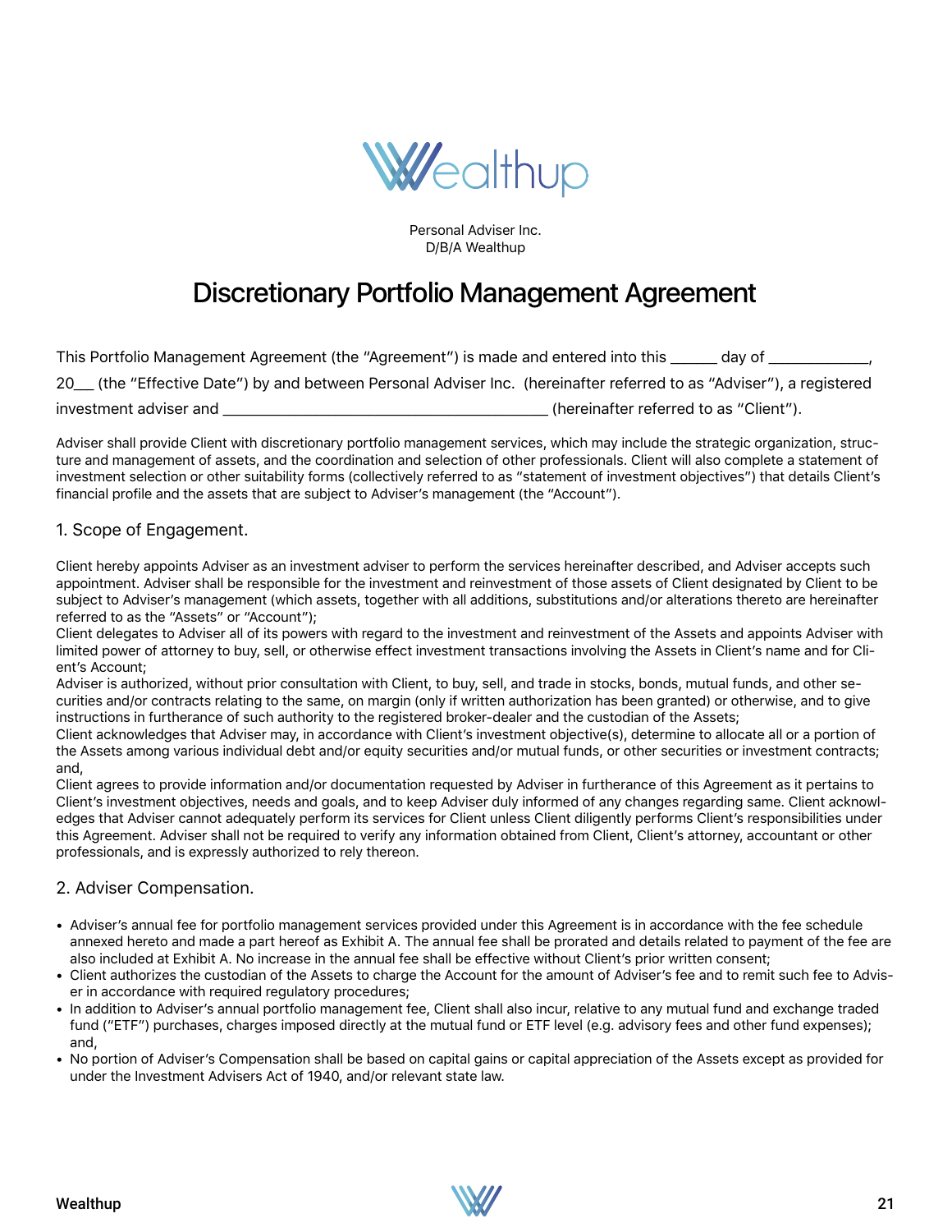Personal Adviser Inc.
D/B/A Wealthup

# Discretionary Portfolio Management Agreement

This Portfolio Management Agreement (the "Agreement") is made and entered into this ______ day of ____________, 20___ (the "Effective Date") by and between Personal Adviser Inc. (hereinafter referred to as "Adviser"), a registered investment adviser and ________________________________________ (hereinafter referred to as "Client").

Adviser shall provide Client with discretionary portfolio management services, which may include the strategic organization, structure and management of assets, and the coordination and selection of other professionals. Client will also complete a statement of investment selection or other suitability forms (collectively referred to as "statement of investment objectives") that details Client's financial profile and the assets that are subject to Adviser's management (the "Account").

## 1. Scope of Engagement.

Client hereby appoints Adviser as an investment adviser to perform the services hereinafter described, and Adviser accepts such appointment. Adviser shall be responsible for the investment and reinvestment of those assets of Client designated by Client to be subject to Adviser's management (which assets, together with all additions, substitutions and/or alterations thereto are hereinafter referred to as the "Assets" or "Account");

Client delegates to Adviser all of its powers with regard to the investment and reinvestment of the Assets and appoints Adviser with limited power of attorney to buy, sell, or otherwise effect investment transactions involving the Assets in Client's name and for Client's Account;

Adviser is authorized, without prior consultation with Client, to buy, sell, and trade in stocks, bonds, mutual funds, and other securities and/or contracts relating to the same, on margin (only if written authorization has been granted) or otherwise, and to give instructions in furtherance of such authority to the registered broker-dealer and the custodian of the Assets;

Client acknowledges that Adviser may, in accordance with Client's investment objective(s), determine to allocate all or a portion of the Assets among various individual debt and/or equity securities and/or mutual funds, or other securities or investment contracts; and,

Client agrees to provide information and/or documentation requested by Adviser in furtherance of this Agreement as it pertains to Client's investment objectives, needs and goals, and to keep Adviser duly informed of any changes regarding same. Client acknowledges that Adviser cannot adequately perform its services for Client unless Client diligently performs Client's responsibilities under this Agreement. Adviser shall not be required to verify any information obtained from Client, Client's attorney, accountant or other professionals, and is expressly authorized to rely thereon.

## 2. Adviser Compensation.

- Adviser's annual fee for portfolio management services provided under this Agreement is in accordance with the fee schedule annexed hereto and made a part hereof as Exhibit A. The annual fee shall be prorated and details related to payment of the fee are also included at Exhibit A. No increase in the annual fee shall be effective without Client's prior written consent;
- Client authorizes the custodian of the Assets to charge the Account for the amount of Adviser's fee and to remit such fee to Adviser in accordance with required regulatory procedures;
- In addition to Adviser's annual portfolio management fee, Client shall also incur, relative to any mutual fund and exchange traded fund ("ETF") purchases, charges imposed directly at the mutual fund or ETF level (e.g. advisory fees and other fund expenses); and,
- No portion of Adviser's Compensation shall be based on capital gains or capital appreciation of the Assets except as provided for under the Investment Advisers Act of 1940, and/or relevant state law.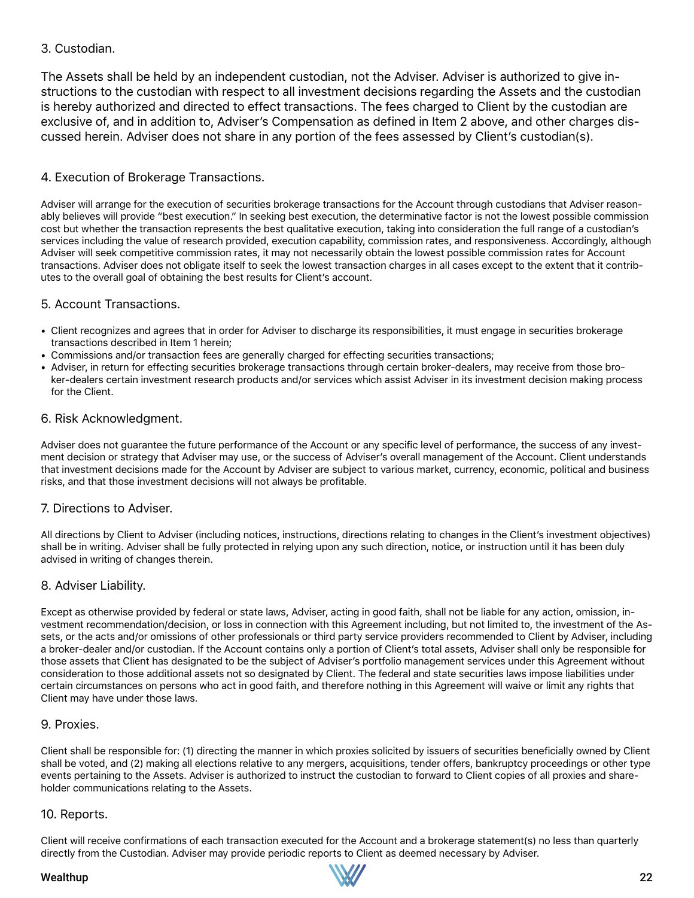### 3. Custodian.

The Assets shall be held by an independent custodian, not the Adviser. Adviser is authorized to give instructions to the custodian with respect to all investment decisions regarding the Assets and the custodian is hereby authorized and directed to effect transactions. The fees charged to Client by the custodian are exclusive of, and in addition to, Adviser's Compensation as defined in Item 2 above, and other charges discussed herein. Adviser does not share in any portion of the fees assessed by Client's custodian(s).

### 4. Execution of Brokerage Transactions.

Adviser will arrange for the execution of securities brokerage transactions for the Account through custodians that Adviser reasonably believes will provide "best execution." In seeking best execution, the determinative factor is not the lowest possible commission cost but whether the transaction represents the best qualitative execution, taking into consideration the full range of a custodian's services including the value of research provided, execution capability, commission rates, and responsiveness. Accordingly, although Adviser will seek competitive commission rates, it may not necessarily obtain the lowest possible commission rates for Account transactions. Adviser does not obligate itself to seek the lowest transaction charges in all cases except to the extent that it contributes to the overall goal of obtaining the best results for Client's account.

### 5. Account Transactions.

- Client recognizes and agrees that in order for Adviser to discharge its responsibilities, it must engage in securities brokerage transactions described in Item 1 herein;
- Commissions and/or transaction fees are generally charged for effecting securities transactions;
- Adviser, in return for effecting securities brokerage transactions through certain broker-dealers, may receive from those broker-dealers certain investment research products and/or services which assist Adviser in its investment decision making process for the Client.

### 6. Risk Acknowledgment.

Adviser does not guarantee the future performance of the Account or any specific level of performance, the success of any investment decision or strategy that Adviser may use, or the success of Adviser's overall management of the Account. Client understands that investment decisions made for the Account by Adviser are subject to various market, currency, economic, political and business risks, and that those investment decisions will not always be profitable.

### 7. Directions to Adviser.

All directions by Client to Adviser (including notices, instructions, directions relating to changes in the Client's investment objectives) shall be in writing. Adviser shall be fully protected in relying upon any such direction, notice, or instruction until it has been duly advised in writing of changes therein.

### 8. Adviser Liability.

Except as otherwise provided by federal or state laws, Adviser, acting in good faith, shall not be liable for any action, omission, investment recommendation/decision, or loss in connection with this Agreement including, but not limited to, the investment of the Assets, or the acts and/or omissions of other professionals or third party service providers recommended to Client by Adviser, including a broker-dealer and/or custodian. If the Account contains only a portion of Client's total assets, Adviser shall only be responsible for those assets that Client has designated to be the subject of Adviser's portfolio management services under this Agreement without consideration to those additional assets not so designated by Client. The federal and state securities laws impose liabilities under certain circumstances on persons who act in good faith, and therefore nothing in this Agreement will waive or limit any rights that Client may have under those laws.

### 9. Proxies.

Client shall be responsible for: (1) directing the manner in which proxies solicited by issuers of securities beneficially owned by Client shall be voted, and (2) making all elections relative to any mergers, acquisitions, tender offers, bankruptcy proceedings or other type events pertaining to the Assets. Adviser is authorized to instruct the custodian to forward to Client copies of all proxies and shareholder communications relating to the Assets.

### 10. Reports.

Client will receive confirmations of each transaction executed for the Account and a brokerage statement(s) no less than quarterly directly from the Custodian. Adviser may provide periodic reports to Client as deemed necessary by Adviser.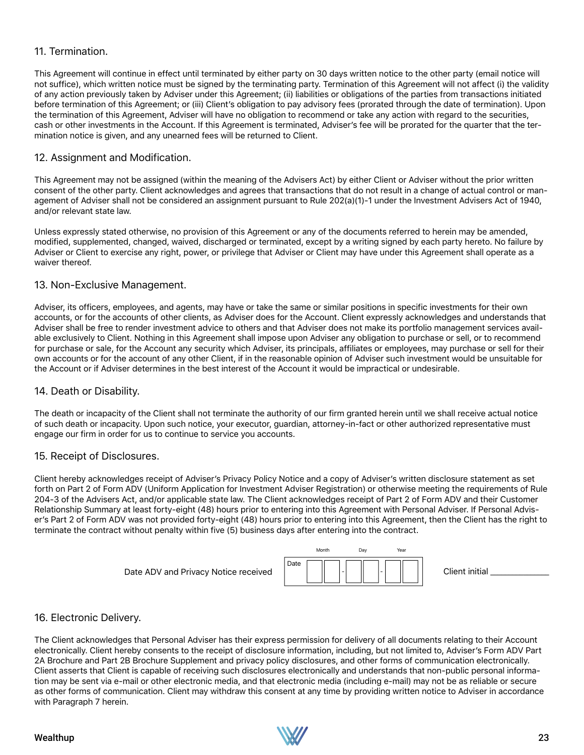## 11. Termination.

This Agreement will continue in effect until terminated by either party on 30 days written notice to the other party (email notice will not suffice), which written notice must be signed by the terminating party. Termination of this Agreement will not affect (i) the validity of any action previously taken by Adviser under this Agreement; (ii) liabilities or obligations of the parties from transactions initiated before termination of this Agreement; or (iii) Client's obligation to pay advisory fees (prorated through the date of termination). Upon the termination of this Agreement, Adviser will have no obligation to recommend or take any action with regard to the securities, cash or other investments in the Account. If this Agreement is terminated, Adviser's fee will be prorated for the quarter that the termination notice is given, and any unearned fees will be returned to Client.

## 12. Assignment and Modification.

This Agreement may not be assigned (within the meaning of the Advisers Act) by either Client or Adviser without the prior written consent of the other party. Client acknowledges and agrees that transactions that do not result in a change of actual control or management of Adviser shall not be considered an assignment pursuant to Rule 202(a)(1)-1 under the Investment Advisers Act of 1940, and/or relevant state law.

Unless expressly stated otherwise, no provision of this Agreement or any of the documents referred to herein may be amended, modified, supplemented, changed, waived, discharged or terminated, except by a writing signed by each party hereto. No failure by Adviser or Client to exercise any right, power, or privilege that Adviser or Client may have under this Agreement shall operate as a waiver thereof.

## 13. Non-Exclusive Management.

Adviser, its officers, employees, and agents, may have or take the same or similar positions in specific investments for their own accounts, or for the accounts of other clients, as Adviser does for the Account. Client expressly acknowledges and understands that Adviser shall be free to render investment advice to others and that Adviser does not make its portfolio management services available exclusively to Client. Nothing in this Agreement shall impose upon Adviser any obligation to purchase or sell, or to recommend for purchase or sale, for the Account any security which Adviser, its principals, affiliates or employees, may purchase or sell for their own accounts or for the account of any other Client, if in the reasonable opinion of Adviser such investment would be unsuitable for the Account or if Adviser determines in the best interest of the Account it would be impractical or undesirable.

## 14. Death or Disability.

The death or incapacity of the Client shall not terminate the authority of our firm granted herein until we shall receive actual notice of such death or incapacity. Upon such notice, your executor, guardian, attorney-in-fact or other authorized representative must engage our firm in order for us to continue to service you accounts.

## 15. Receipt of Disclosures.

Client hereby acknowledges receipt of Adviser's Privacy Policy Notice and a copy of Adviser's written disclosure statement as set forth on Part 2 of Form ADV (Uniform Application for Investment Adviser Registration) or otherwise meeting the requirements of Rule 204-3 of the Advisers Act, and/or applicable state law. The Client acknowledges receipt of Part 2 of Form ADV and their Customer Relationship Summary at least forty-eight (48) hours prior to entering into this Agreement with Personal Adviser. If Personal Adviser's Part 2 of Form ADV was not provided forty-eight (48) hours prior to entering into this Agreement, then the Client has the right to terminate the contract without penalty within five (5) business days after entering into the contract.

Date ADV and Privacy Notice received Date (Month - Day - Year): __ __ - __ __ - __ __ Client initial ____________

## 16. Electronic Delivery.

The Client acknowledges that Personal Adviser has their express permission for delivery of all documents relating to their Account electronically. Client hereby consents to the receipt of disclosure information, including, but not limited to, Adviser's Form ADV Part 2A Brochure and Part 2B Brochure Supplement and privacy policy disclosures, and other forms of communication electronically. Client asserts that Client is capable of receiving such disclosures electronically and understands that non-public personal information may be sent via e-mail or other electronic media, and that electronic media (including e-mail) may not be as reliable or secure as other forms of communication. Client may withdraw this consent at any time by providing written notice to Adviser in accordance with Paragraph 7 herein.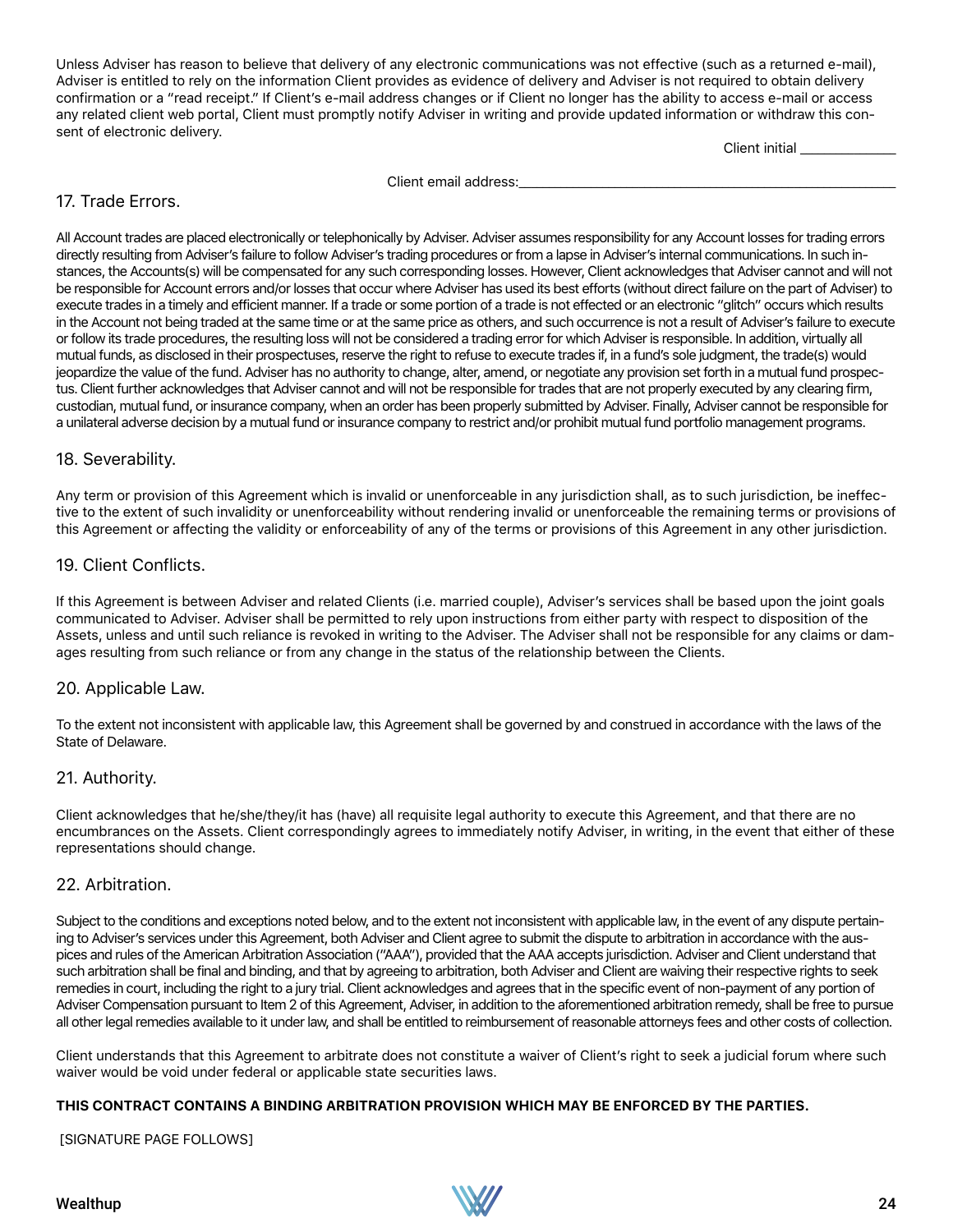Unless Adviser has reason to believe that delivery of any electronic communications was not effective (such as a returned e-mail), Adviser is entitled to rely on the information Client provides as evidence of delivery and Adviser is not required to obtain delivery confirmation or a "read receipt." If Client's e-mail address changes or if Client no longer has the ability to access e-mail or access any related client web portal, Client must promptly notify Adviser in writing and provide updated information or withdraw this consent of electronic delivery.

Client initial _____________

Client email address:_____________________________________________________

## 17. Trade Errors.

All Account trades are placed electronically or telephonically by Adviser. Adviser assumes responsibility for any Account losses for trading errors directly resulting from Adviser's failure to follow Adviser's trading procedures or from a lapse in Adviser's internal communications. In such instances, the Accounts(s) will be compensated for any such corresponding losses. However, Client acknowledges that Adviser cannot and will not be responsible for Account errors and/or losses that occur where Adviser has used its best efforts (without direct failure on the part of Adviser) to execute trades in a timely and efficient manner. If a trade or some portion of a trade is not effected or an electronic "glitch" occurs which results in the Account not being traded at the same time or at the same price as others, and such occurrence is not a result of Adviser's failure to execute or follow its trade procedures, the resulting loss will not be considered a trading error for which Adviser is responsible. In addition, virtually all mutual funds, as disclosed in their prospectuses, reserve the right to refuse to execute trades if, in a fund's sole judgment, the trade(s) would jeopardize the value of the fund. Adviser has no authority to change, alter, amend, or negotiate any provision set forth in a mutual fund prospectus. Client further acknowledges that Adviser cannot and will not be responsible for trades that are not properly executed by any clearing firm, custodian, mutual fund, or insurance company, when an order has been properly submitted by Adviser. Finally, Adviser cannot be responsible for a unilateral adverse decision by a mutual fund or insurance company to restrict and/or prohibit mutual fund portfolio management programs.

## 18. Severability.

Any term or provision of this Agreement which is invalid or unenforceable in any jurisdiction shall, as to such jurisdiction, be ineffective to the extent of such invalidity or unenforceability without rendering invalid or unenforceable the remaining terms or provisions of this Agreement or affecting the validity or enforceability of any of the terms or provisions of this Agreement in any other jurisdiction.

## 19. Client Conflicts.

If this Agreement is between Adviser and related Clients (i.e. married couple), Adviser's services shall be based upon the joint goals communicated to Adviser. Adviser shall be permitted to rely upon instructions from either party with respect to disposition of the Assets, unless and until such reliance is revoked in writing to the Adviser. The Adviser shall not be responsible for any claims or damages resulting from such reliance or from any change in the status of the relationship between the Clients.

## 20. Applicable Law.

To the extent not inconsistent with applicable law, this Agreement shall be governed by and construed in accordance with the laws of the State of Delaware.

## 21. Authority.

Client acknowledges that he/she/they/it has (have) all requisite legal authority to execute this Agreement, and that there are no encumbrances on the Assets. Client correspondingly agrees to immediately notify Adviser, in writing, in the event that either of these representations should change.

## 22. Arbitration.

Subject to the conditions and exceptions noted below, and to the extent not inconsistent with applicable law, in the event of any dispute pertaining to Adviser's services under this Agreement, both Adviser and Client agree to submit the dispute to arbitration in accordance with the auspices and rules of the American Arbitration Association ("AAA"), provided that the AAA accepts jurisdiction. Adviser and Client understand that such arbitration shall be final and binding, and that by agreeing to arbitration, both Adviser and Client are waiving their respective rights to seek remedies in court, including the right to a jury trial. Client acknowledges and agrees that in the specific event of non-payment of any portion of Adviser Compensation pursuant to Item 2 of this Agreement, Adviser, in addition to the aforementioned arbitration remedy, shall be free to pursue all other legal remedies available to it under law, and shall be entitled to reimbursement of reasonable attorneys fees and other costs of collection.

Client understands that this Agreement to arbitrate does not constitute a waiver of Client's right to seek a judicial forum where such waiver would be void under federal or applicable state securities laws.

**THIS CONTRACT CONTAINS A BINDING ARBITRATION PROVISION WHICH MAY BE ENFORCED BY THE PARTIES.**

[SIGNATURE PAGE FOLLOWS]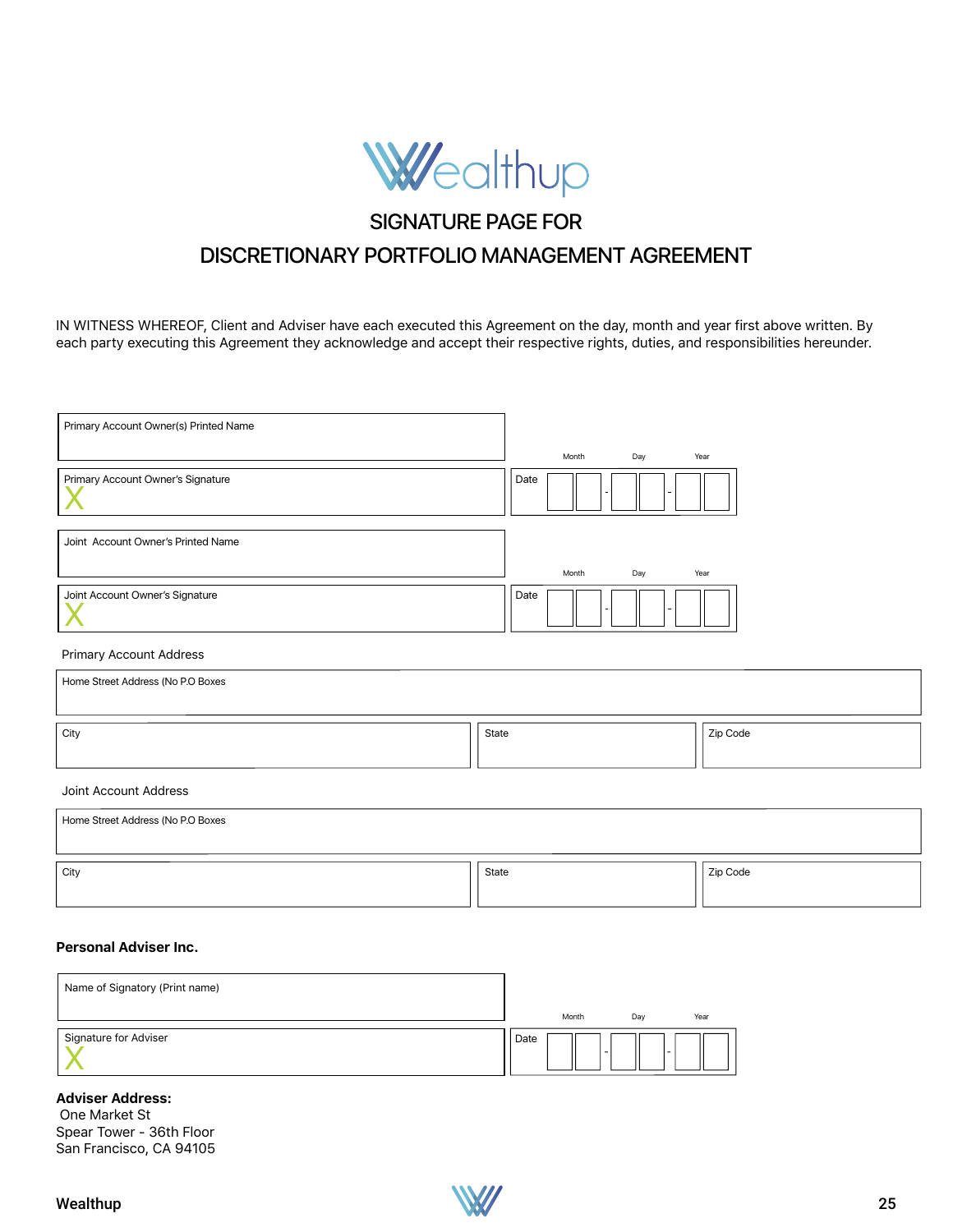# SIGNATURE PAGE FOR DISCRETIONARY PORTFOLIO MANAGEMENT AGREEMENT

IN WITNESS WHEREOF, Client and Adviser have each executed this Agreement on the day, month and year first above written. By each party executing this Agreement they acknowledge and accept their respective rights, duties, and responsibilities hereunder.

| Primary Account Owner(s) Printed Name | |
|---|---|
| | Month / Day / Year |
| Primary Account Owner's Signature<br>X | Date __ __ - __ __ - __ __ |

| Joint Account Owner's Printed Name | |
|---|---|
| | Month / Day / Year |
| Joint Account Owner's Signature<br>X | Date __ __ - __ __ - __ __ |

Primary Account Address

| Home Street Address (No P.O Boxes | | |
|---|---|---|
| City | State | Zip Code |

Joint Account Address

| Home Street Address (No P.O Boxes | | |
|---|---|---|
| City | State | Zip Code |

**Personal Adviser Inc.**

| Name of Signatory (Print name) | |
|---|---|
| | Month / Day / Year |
| Signature for Adviser<br>X | Date __ __ - __ __ - __ __ |

**Adviser Address:**
One Market St
Spear Tower - 36th Floor
San Francisco, CA 94105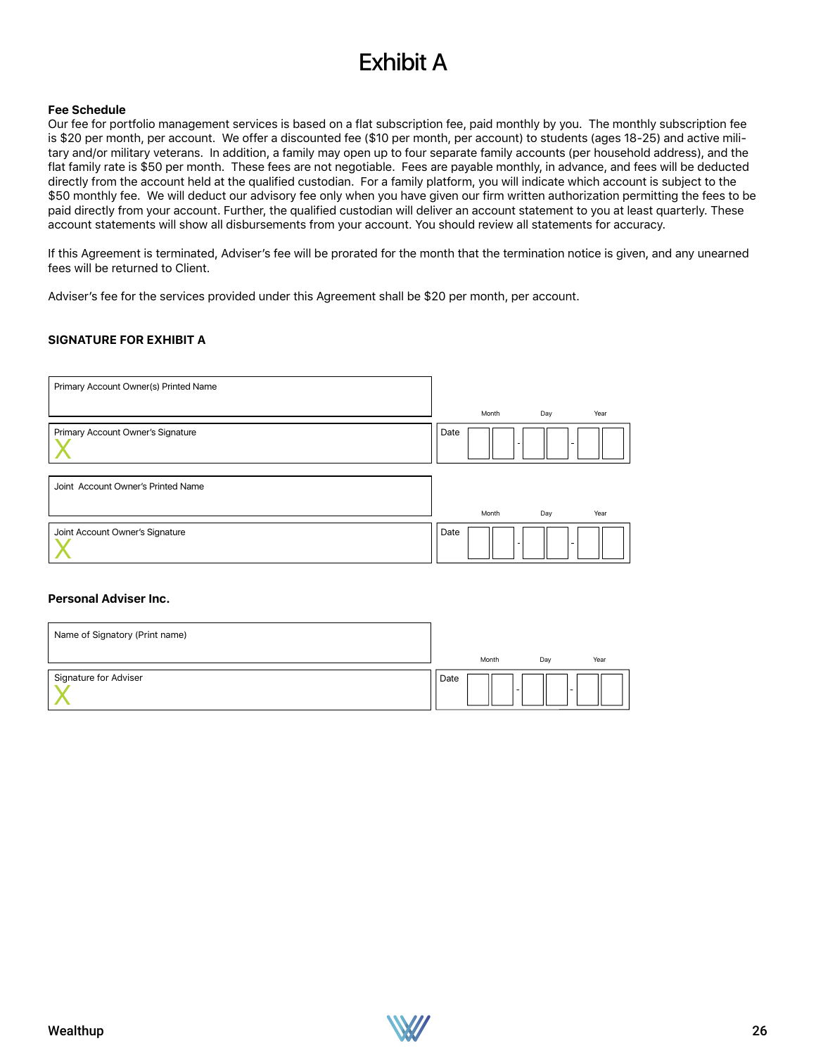# Exhibit A

**Fee Schedule**

Our fee for portfolio management services is based on a flat subscription fee, paid monthly by you. The monthly subscription fee is $20 per month, per account. We offer a discounted fee ($10 per month, per account) to students (ages 18-25) and active military and/or military veterans. In addition, a family may open up to four separate family accounts (per household address), and the flat family rate is $50 per month. These fees are not negotiable. Fees are payable monthly, in advance, and fees will be deducted directly from the account held at the qualified custodian. For a family platform, you will indicate which account is subject to the $50 monthly fee. We will deduct our advisory fee only when you have given our firm written authorization permitting the fees to be paid directly from your account. Further, the qualified custodian will deliver an account statement to you at least quarterly. These account statements will show all disbursements from your account. You should review all statements for accuracy.

If this Agreement is terminated, Adviser's fee will be prorated for the month that the termination notice is given, and any unearned fees will be returned to Client.

Adviser's fee for the services provided under this Agreement shall be $20 per month, per account.

**SIGNATURE FOR EXHIBIT A**

| | |
|---|---|
| Primary Account Owner(s) Printed Name | |
| Primary Account Owner's Signature X | Date (Month - Day - Year) |
| Joint Account Owner's Printed Name | |
| Joint Account Owner's Signature X | Date (Month - Day - Year) |

**Personal Adviser Inc.**

| | |
|---|---|
| Name of Signatory (Print name) | |
| Signature for Adviser X | Date (Month - Day - Year) |